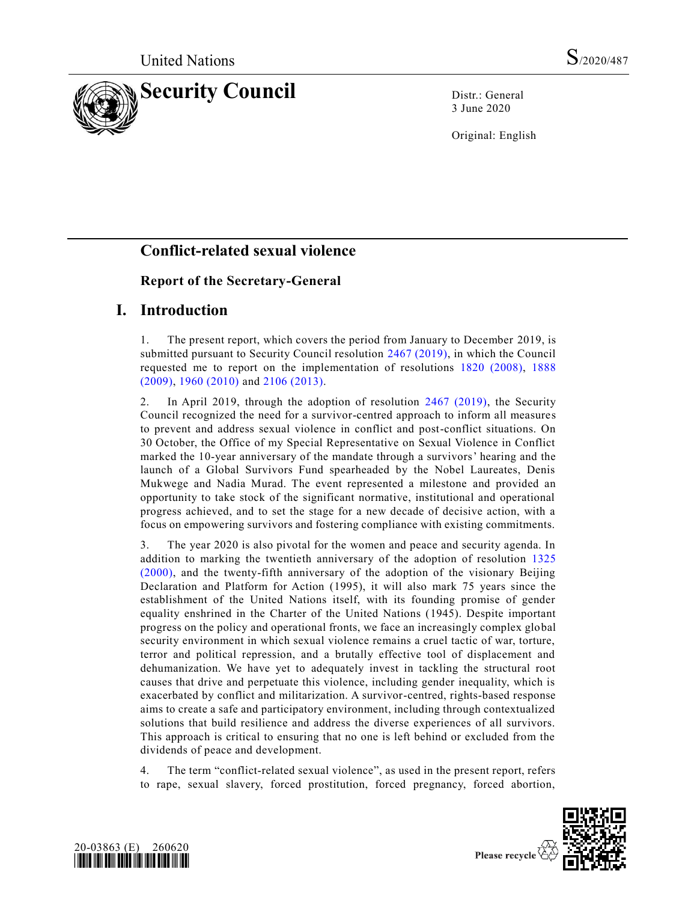United Nations

S/2020/487

# Security Council

Distr.: General
3 June 2020

Original: English

## Conflict-related sexual violence

### Report of the Secretary-General

## I. Introduction

1. The present report, which covers the period from January to December 2019, is submitted pursuant to Security Council resolution 2467 (2019), in which the Council requested me to report on the implementation of resolutions 1820 (2008), 1888 (2009), 1960 (2010) and 2106 (2013).

2. In April 2019, through the adoption of resolution 2467 (2019), the Security Council recognized the need for a survivor-centred approach to inform all measures to prevent and address sexual violence in conflict and post-conflict situations. On 30 October, the Office of my Special Representative on Sexual Violence in Conflict marked the 10-year anniversary of the mandate through a survivors' hearing and the launch of a Global Survivors Fund spearheaded by the Nobel Laureates, Denis Mukwege and Nadia Murad. The event represented a milestone and provided an opportunity to take stock of the significant normative, institutional and operational progress achieved, and to set the stage for a new decade of decisive action, with a focus on empowering survivors and fostering compliance with existing commitments.

3. The year 2020 is also pivotal for the women and peace and security agenda. In addition to marking the twentieth anniversary of the adoption of resolution 1325 (2000), and the twenty-fifth anniversary of the adoption of the visionary Beijing Declaration and Platform for Action (1995), it will also mark 75 years since the establishment of the United Nations itself, with its founding promise of gender equality enshrined in the Charter of the United Nations (1945). Despite important progress on the policy and operational fronts, we face an increasingly complex global security environment in which sexual violence remains a cruel tactic of war, torture, terror and political repression, and a brutally effective tool of displacement and dehumanization. We have yet to adequately invest in tackling the structural root causes that drive and perpetuate this violence, including gender inequality, which is exacerbated by conflict and militarization. A survivor-centred, rights-based response aims to create a safe and participatory environment, including through contextualized solutions that build resilience and address the diverse experiences of all survivors. This approach is critical to ensuring that no one is left behind or excluded from the dividends of peace and development.

4. The term "conflict-related sexual violence", as used in the present report, refers to rape, sexual slavery, forced prostitution, forced pregnancy, forced abortion,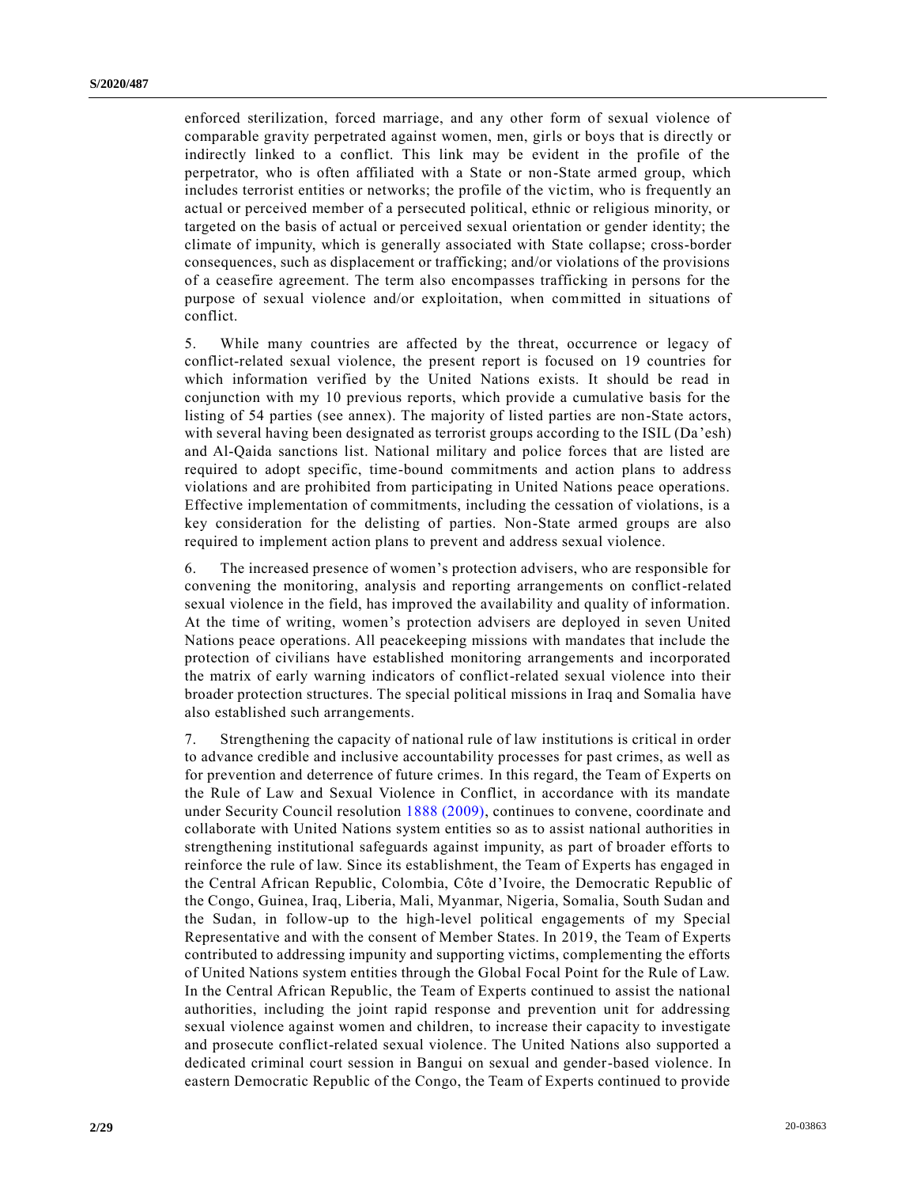enforced sterilization, forced marriage, and any other form of sexual violence of comparable gravity perpetrated against women, men, girls or boys that is directly or indirectly linked to a conflict. This link may be evident in the profile of the perpetrator, who is often affiliated with a State or non-State armed group, which includes terrorist entities or networks; the profile of the victim, who is frequently an actual or perceived member of a persecuted political, ethnic or religious minority, or targeted on the basis of actual or perceived sexual orientation or gender identity; the climate of impunity, which is generally associated with State collapse; cross-border consequences, such as displacement or trafficking; and/or violations of the provisions of a ceasefire agreement. The term also encompasses trafficking in persons for the purpose of sexual violence and/or exploitation, when committed in situations of conflict.

5. While many countries are affected by the threat, occurrence or legacy of conflict-related sexual violence, the present report is focused on 19 countries for which information verified by the United Nations exists. It should be read in conjunction with my 10 previous reports, which provide a cumulative basis for the listing of 54 parties (see annex). The majority of listed parties are non-State actors, with several having been designated as terrorist groups according to the ISIL (Da'esh) and Al-Qaida sanctions list. National military and police forces that are listed are required to adopt specific, time-bound commitments and action plans to address violations and are prohibited from participating in United Nations peace operations. Effective implementation of commitments, including the cessation of violations, is a key consideration for the delisting of parties. Non-State armed groups are also required to implement action plans to prevent and address sexual violence.

6. The increased presence of women's protection advisers, who are responsible for convening the monitoring, analysis and reporting arrangements on conflict-related sexual violence in the field, has improved the availability and quality of information. At the time of writing, women's protection advisers are deployed in seven United Nations peace operations. All peacekeeping missions with mandates that include the protection of civilians have established monitoring arrangements and incorporated the matrix of early warning indicators of conflict-related sexual violence into their broader protection structures. The special political missions in Iraq and Somalia have also established such arrangements.

7. Strengthening the capacity of national rule of law institutions is critical in order to advance credible and inclusive accountability processes for past crimes, as well as for prevention and deterrence of future crimes. In this regard, the Team of Experts on the Rule of Law and Sexual Violence in Conflict, in accordance with its mandate under Security Council resolution 1888 (2009), continues to convene, coordinate and collaborate with United Nations system entities so as to assist national authorities in strengthening institutional safeguards against impunity, as part of broader efforts to reinforce the rule of law. Since its establishment, the Team of Experts has engaged in the Central African Republic, Colombia, Côte d'Ivoire, the Democratic Republic of the Congo, Guinea, Iraq, Liberia, Mali, Myanmar, Nigeria, Somalia, South Sudan and the Sudan, in follow-up to the high-level political engagements of my Special Representative and with the consent of Member States. In 2019, the Team of Experts contributed to addressing impunity and supporting victims, complementing the efforts of United Nations system entities through the Global Focal Point for the Rule of Law. In the Central African Republic, the Team of Experts continued to assist the national authorities, including the joint rapid response and prevention unit for addressing sexual violence against women and children, to increase their capacity to investigate and prosecute conflict-related sexual violence. The United Nations also supported a dedicated criminal court session in Bangui on sexual and gender-based violence. In eastern Democratic Republic of the Congo, the Team of Experts continued to provide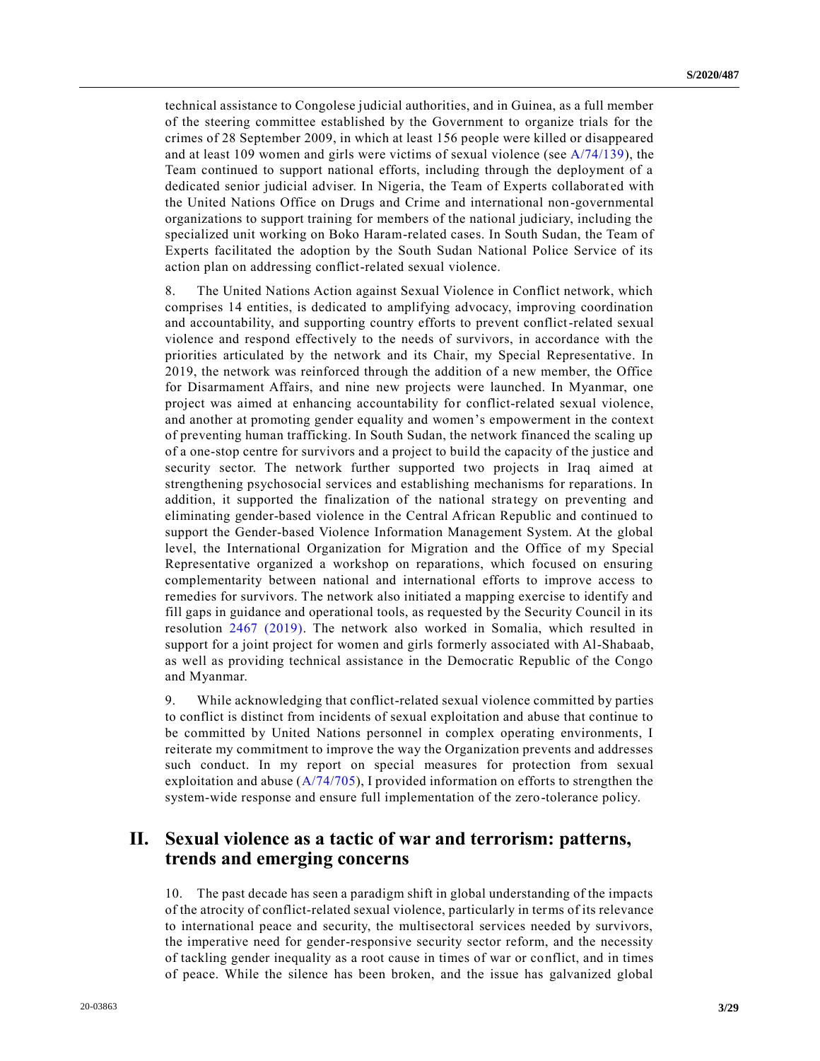technical assistance to Congolese judicial authorities, and in Guinea, as a full member of the steering committee established by the Government to organize trials for the crimes of 28 September 2009, in which at least 156 people were killed or disappeared and at least 109 women and girls were victims of sexual violence (see A/74/139), the Team continued to support national efforts, including through the deployment of a dedicated senior judicial adviser. In Nigeria, the Team of Experts collaborated with the United Nations Office on Drugs and Crime and international non-governmental organizations to support training for members of the national judiciary, including the specialized unit working on Boko Haram-related cases. In South Sudan, the Team of Experts facilitated the adoption by the South Sudan National Police Service of its action plan on addressing conflict-related sexual violence.

8. The United Nations Action against Sexual Violence in Conflict network, which comprises 14 entities, is dedicated to amplifying advocacy, improving coordination and accountability, and supporting country efforts to prevent conflict-related sexual violence and respond effectively to the needs of survivors, in accordance with the priorities articulated by the network and its Chair, my Special Representative. In 2019, the network was reinforced through the addition of a new member, the Office for Disarmament Affairs, and nine new projects were launched. In Myanmar, one project was aimed at enhancing accountability for conflict-related sexual violence, and another at promoting gender equality and women's empowerment in the context of preventing human trafficking. In South Sudan, the network financed the scaling up of a one-stop centre for survivors and a project to build the capacity of the justice and security sector. The network further supported two projects in Iraq aimed at strengthening psychosocial services and establishing mechanisms for reparations. In addition, it supported the finalization of the national strategy on preventing and eliminating gender-based violence in the Central African Republic and continued to support the Gender-based Violence Information Management System. At the global level, the International Organization for Migration and the Office of my Special Representative organized a workshop on reparations, which focused on ensuring complementarity between national and international efforts to improve access to remedies for survivors. The network also initiated a mapping exercise to identify and fill gaps in guidance and operational tools, as requested by the Security Council in its resolution 2467 (2019). The network also worked in Somalia, which resulted in support for a joint project for women and girls formerly associated with Al-Shabaab, as well as providing technical assistance in the Democratic Republic of the Congo and Myanmar.

9. While acknowledging that conflict-related sexual violence committed by parties to conflict is distinct from incidents of sexual exploitation and abuse that continue to be committed by United Nations personnel in complex operating environments, I reiterate my commitment to improve the way the Organization prevents and addresses such conduct. In my report on special measures for protection from sexual exploitation and abuse (A/74/705), I provided information on efforts to strengthen the system-wide response and ensure full implementation of the zero-tolerance policy.

## II. Sexual violence as a tactic of war and terrorism: patterns, trends and emerging concerns

10. The past decade has seen a paradigm shift in global understanding of the impacts of the atrocity of conflict-related sexual violence, particularly in terms of its relevance to international peace and security, the multisectoral services needed by survivors, the imperative need for gender-responsive security sector reform, and the necessity of tackling gender inequality as a root cause in times of war or conflict, and in times of peace. While the silence has been broken, and the issue has galvanized global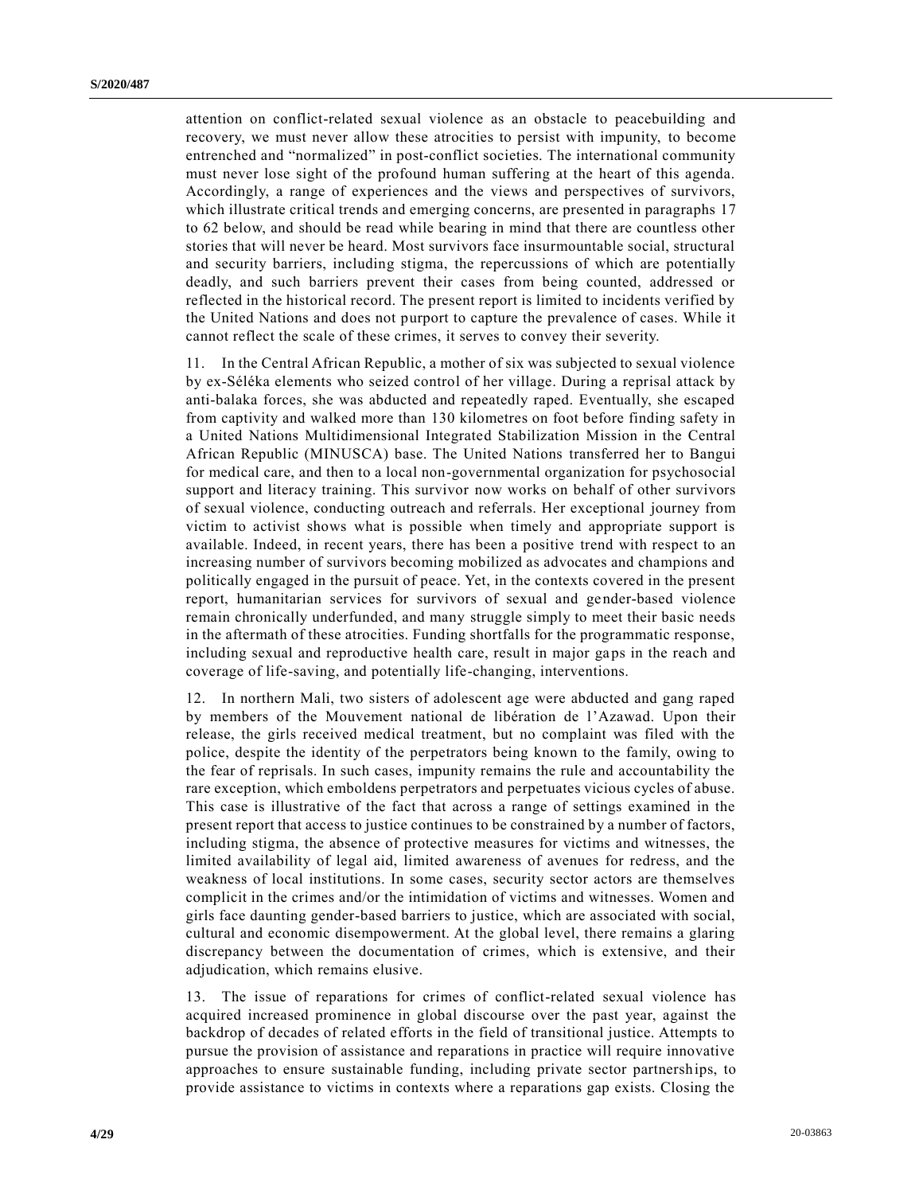attention on conflict-related sexual violence as an obstacle to peacebuilding and recovery, we must never allow these atrocities to persist with impunity, to become entrenched and "normalized" in post-conflict societies. The international community must never lose sight of the profound human suffering at the heart of this agenda. Accordingly, a range of experiences and the views and perspectives of survivors, which illustrate critical trends and emerging concerns, are presented in paragraphs 17 to 62 below, and should be read while bearing in mind that there are countless other stories that will never be heard. Most survivors face insurmountable social, structural and security barriers, including stigma, the repercussions of which are potentially deadly, and such barriers prevent their cases from being counted, addressed or reflected in the historical record. The present report is limited to incidents verified by the United Nations and does not purport to capture the prevalence of cases. While it cannot reflect the scale of these crimes, it serves to convey their severity.

11. In the Central African Republic, a mother of six was subjected to sexual violence by ex-Séléka elements who seized control of her village. During a reprisal attack by anti-balaka forces, she was abducted and repeatedly raped. Eventually, she escaped from captivity and walked more than 130 kilometres on foot before finding safety in a United Nations Multidimensional Integrated Stabilization Mission in the Central African Republic (MINUSCA) base. The United Nations transferred her to Bangui for medical care, and then to a local non-governmental organization for psychosocial support and literacy training. This survivor now works on behalf of other survivors of sexual violence, conducting outreach and referrals. Her exceptional journey from victim to activist shows what is possible when timely and appropriate support is available. Indeed, in recent years, there has been a positive trend with respect to an increasing number of survivors becoming mobilized as advocates and champions and politically engaged in the pursuit of peace. Yet, in the contexts covered in the present report, humanitarian services for survivors of sexual and gender-based violence remain chronically underfunded, and many struggle simply to meet their basic needs in the aftermath of these atrocities. Funding shortfalls for the programmatic response, including sexual and reproductive health care, result in major gaps in the reach and coverage of life-saving, and potentially life-changing, interventions.

12. In northern Mali, two sisters of adolescent age were abducted and gang raped by members of the Mouvement national de libération de l'Azawad. Upon their release, the girls received medical treatment, but no complaint was filed with the police, despite the identity of the perpetrators being known to the family, owing to the fear of reprisals. In such cases, impunity remains the rule and accountability the rare exception, which emboldens perpetrators and perpetuates vicious cycles of abuse. This case is illustrative of the fact that across a range of settings examined in the present report that access to justice continues to be constrained by a number of factors, including stigma, the absence of protective measures for victims and witnesses, the limited availability of legal aid, limited awareness of avenues for redress, and the weakness of local institutions. In some cases, security sector actors are themselves complicit in the crimes and/or the intimidation of victims and witnesses. Women and girls face daunting gender-based barriers to justice, which are associated with social, cultural and economic disempowerment. At the global level, there remains a glaring discrepancy between the documentation of crimes, which is extensive, and their adjudication, which remains elusive.

13. The issue of reparations for crimes of conflict-related sexual violence has acquired increased prominence in global discourse over the past year, against the backdrop of decades of related efforts in the field of transitional justice. Attempts to pursue the provision of assistance and reparations in practice will require innovative approaches to ensure sustainable funding, including private sector partnerships, to provide assistance to victims in contexts where a reparations gap exists. Closing the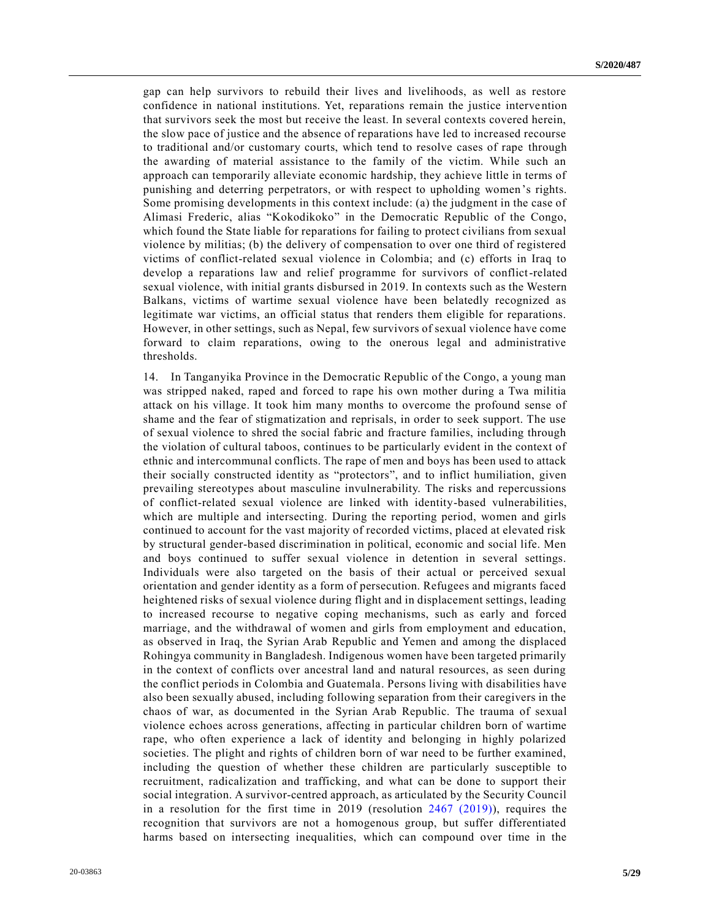gap can help survivors to rebuild their lives and livelihoods, as well as restore confidence in national institutions. Yet, reparations remain the justice intervention that survivors seek the most but receive the least. In several contexts covered herein, the slow pace of justice and the absence of reparations have led to increased recourse to traditional and/or customary courts, which tend to resolve cases of rape through the awarding of material assistance to the family of the victim. While such an approach can temporarily alleviate economic hardship, they achieve little in terms of punishing and deterring perpetrators, or with respect to upholding women's rights. Some promising developments in this context include: (a) the judgment in the case of Alimasi Frederic, alias "Kokodikoko" in the Democratic Republic of the Congo, which found the State liable for reparations for failing to protect civilians from sexual violence by militias; (b) the delivery of compensation to over one third of registered victims of conflict-related sexual violence in Colombia; and (c) efforts in Iraq to develop a reparations law and relief programme for survivors of conflict-related sexual violence, with initial grants disbursed in 2019. In contexts such as the Western Balkans, victims of wartime sexual violence have been belatedly recognized as legitimate war victims, an official status that renders them eligible for reparations. However, in other settings, such as Nepal, few survivors of sexual violence have come forward to claim reparations, owing to the onerous legal and administrative thresholds.

14. In Tanganyika Province in the Democratic Republic of the Congo, a young man was stripped naked, raped and forced to rape his own mother during a Twa militia attack on his village. It took him many months to overcome the profound sense of shame and the fear of stigmatization and reprisals, in order to seek support. The use of sexual violence to shred the social fabric and fracture families, including through the violation of cultural taboos, continues to be particularly evident in the context of ethnic and intercommunal conflicts. The rape of men and boys has been used to attack their socially constructed identity as "protectors", and to inflict humiliation, given prevailing stereotypes about masculine invulnerability. The risks and repercussions of conflict-related sexual violence are linked with identity-based vulnerabilities, which are multiple and intersecting. During the reporting period, women and girls continued to account for the vast majority of recorded victims, placed at elevated risk by structural gender-based discrimination in political, economic and social life. Men and boys continued to suffer sexual violence in detention in several settings. Individuals were also targeted on the basis of their actual or perceived sexual orientation and gender identity as a form of persecution. Refugees and migrants faced heightened risks of sexual violence during flight and in displacement settings, leading to increased recourse to negative coping mechanisms, such as early and forced marriage, and the withdrawal of women and girls from employment and education, as observed in Iraq, the Syrian Arab Republic and Yemen and among the displaced Rohingya community in Bangladesh. Indigenous women have been targeted primarily in the context of conflicts over ancestral land and natural resources, as seen during the conflict periods in Colombia and Guatemala. Persons living with disabilities have also been sexually abused, including following separation from their caregivers in the chaos of war, as documented in the Syrian Arab Republic. The trauma of sexual violence echoes across generations, affecting in particular children born of wartime rape, who often experience a lack of identity and belonging in highly polarized societies. The plight and rights of children born of war need to be further examined, including the question of whether these children are particularly susceptible to recruitment, radicalization and trafficking, and what can be done to support their social integration. A survivor-centred approach, as articulated by the Security Council in a resolution for the first time in 2019 (resolution 2467 (2019)), requires the recognition that survivors are not a homogenous group, but suffer differentiated harms based on intersecting inequalities, which can compound over time in the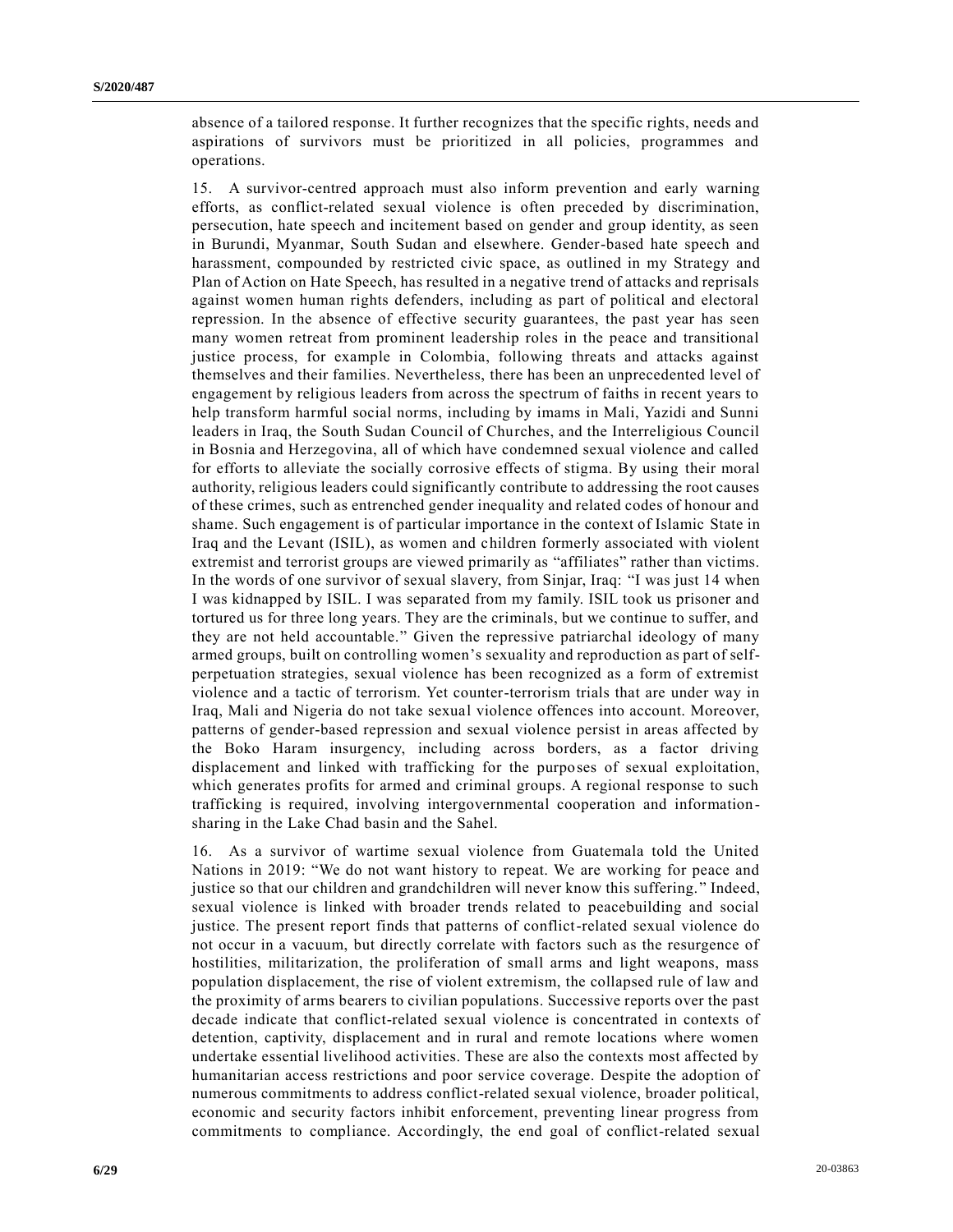absence of a tailored response. It further recognizes that the specific rights, needs and aspirations of survivors must be prioritized in all policies, programmes and operations.

15. A survivor-centred approach must also inform prevention and early warning efforts, as conflict-related sexual violence is often preceded by discrimination, persecution, hate speech and incitement based on gender and group identity, as seen in Burundi, Myanmar, South Sudan and elsewhere. Gender-based hate speech and harassment, compounded by restricted civic space, as outlined in my Strategy and Plan of Action on Hate Speech, has resulted in a negative trend of attacks and reprisals against women human rights defenders, including as part of political and electoral repression. In the absence of effective security guarantees, the past year has seen many women retreat from prominent leadership roles in the peace and transitional justice process, for example in Colombia, following threats and attacks against themselves and their families. Nevertheless, there has been an unprecedented level of engagement by religious leaders from across the spectrum of faiths in recent years to help transform harmful social norms, including by imams in Mali, Yazidi and Sunni leaders in Iraq, the South Sudan Council of Churches, and the Interreligious Council in Bosnia and Herzegovina, all of which have condemned sexual violence and called for efforts to alleviate the socially corrosive effects of stigma. By using their moral authority, religious leaders could significantly contribute to addressing the root causes of these crimes, such as entrenched gender inequality and related codes of honour and shame. Such engagement is of particular importance in the context of Islamic State in Iraq and the Levant (ISIL), as women and children formerly associated with violent extremist and terrorist groups are viewed primarily as "affiliates" rather than victims. In the words of one survivor of sexual slavery, from Sinjar, Iraq: "I was just 14 when I was kidnapped by ISIL. I was separated from my family. ISIL took us prisoner and tortured us for three long years. They are the criminals, but we continue to suffer, and they are not held accountable." Given the repressive patriarchal ideology of many armed groups, built on controlling women's sexuality and reproduction as part of self-perpetuation strategies, sexual violence has been recognized as a form of extremist violence and a tactic of terrorism. Yet counter-terrorism trials that are under way in Iraq, Mali and Nigeria do not take sexual violence offences into account. Moreover, patterns of gender-based repression and sexual violence persist in areas affected by the Boko Haram insurgency, including across borders, as a factor driving displacement and linked with trafficking for the purposes of sexual exploitation, which generates profits for armed and criminal groups. A regional response to such trafficking is required, involving intergovernmental cooperation and information-sharing in the Lake Chad basin and the Sahel.

16. As a survivor of wartime sexual violence from Guatemala told the United Nations in 2019: "We do not want history to repeat. We are working for peace and justice so that our children and grandchildren will never know this suffering." Indeed, sexual violence is linked with broader trends related to peacebuilding and social justice. The present report finds that patterns of conflict-related sexual violence do not occur in a vacuum, but directly correlate with factors such as the resurgence of hostilities, militarization, the proliferation of small arms and light weapons, mass population displacement, the rise of violent extremism, the collapsed rule of law and the proximity of arms bearers to civilian populations. Successive reports over the past decade indicate that conflict-related sexual violence is concentrated in contexts of detention, captivity, displacement and in rural and remote locations where women undertake essential livelihood activities. These are also the contexts most affected by humanitarian access restrictions and poor service coverage. Despite the adoption of numerous commitments to address conflict-related sexual violence, broader political, economic and security factors inhibit enforcement, preventing linear progress from commitments to compliance. Accordingly, the end goal of conflict-related sexual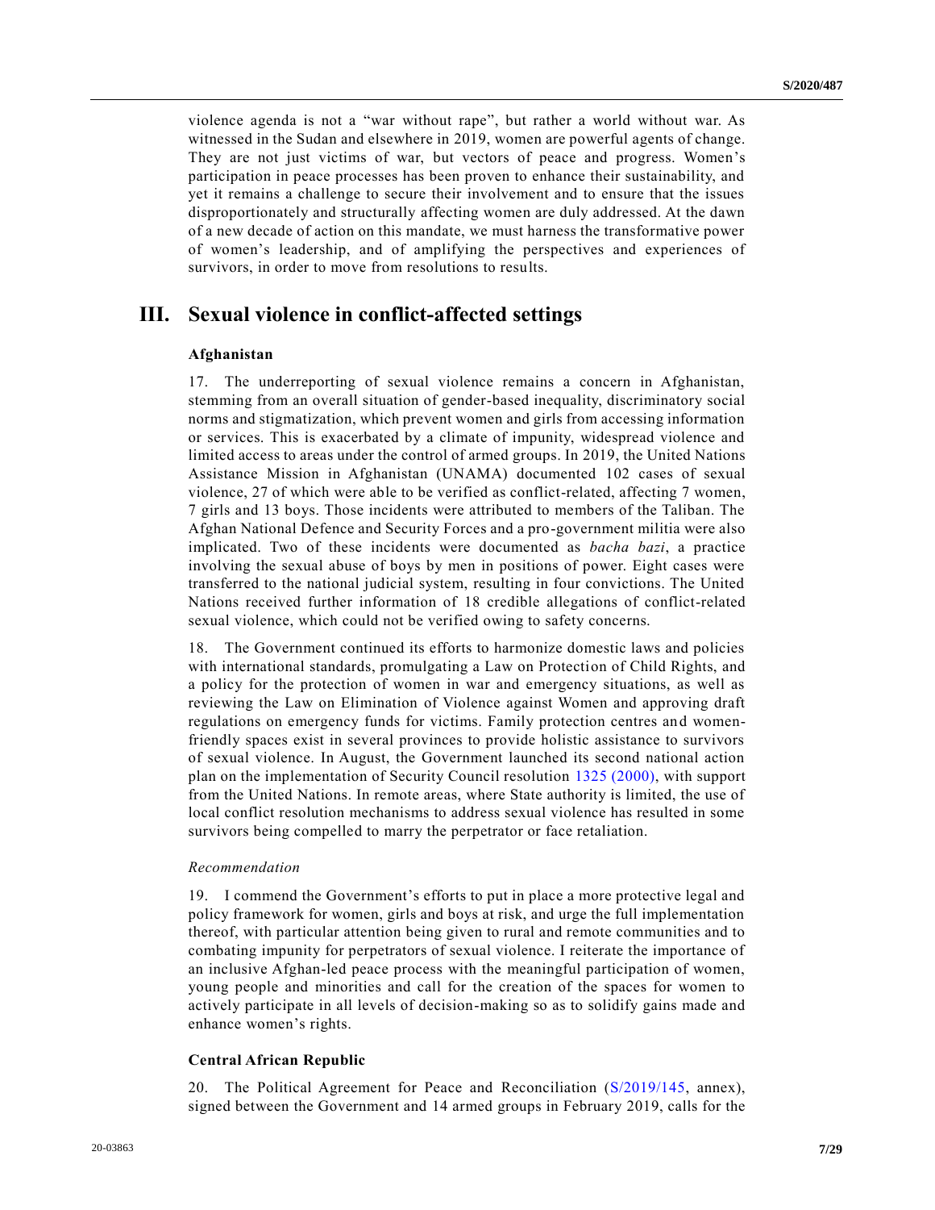violence agenda is not a "war without rape", but rather a world without war. As witnessed in the Sudan and elsewhere in 2019, women are powerful agents of change. They are not just victims of war, but vectors of peace and progress. Women's participation in peace processes has been proven to enhance their sustainability, and yet it remains a challenge to secure their involvement and to ensure that the issues disproportionately and structurally affecting women are duly addressed. At the dawn of a new decade of action on this mandate, we must harness the transformative power of women's leadership, and of amplifying the perspectives and experiences of survivors, in order to move from resolutions to results.

# III. Sexual violence in conflict-affected settings

### Afghanistan

17. The underreporting of sexual violence remains a concern in Afghanistan, stemming from an overall situation of gender-based inequality, discriminatory social norms and stigmatization, which prevent women and girls from accessing information or services. This is exacerbated by a climate of impunity, widespread violence and limited access to areas under the control of armed groups. In 2019, the United Nations Assistance Mission in Afghanistan (UNAMA) documented 102 cases of sexual violence, 27 of which were able to be verified as conflict-related, affecting 7 women, 7 girls and 13 boys. Those incidents were attributed to members of the Taliban. The Afghan National Defence and Security Forces and a pro-government militia were also implicated. Two of these incidents were documented as *bacha bazi*, a practice involving the sexual abuse of boys by men in positions of power. Eight cases were transferred to the national judicial system, resulting in four convictions. The United Nations received further information of 18 credible allegations of conflict-related sexual violence, which could not be verified owing to safety concerns.

18. The Government continued its efforts to harmonize domestic laws and policies with international standards, promulgating a Law on Protection of Child Rights, and a policy for the protection of women in war and emergency situations, as well as reviewing the Law on Elimination of Violence against Women and approving draft regulations on emergency funds for victims. Family protection centres and women-friendly spaces exist in several provinces to provide holistic assistance to survivors of sexual violence. In August, the Government launched its second national action plan on the implementation of Security Council resolution 1325 (2000), with support from the United Nations. In remote areas, where State authority is limited, the use of local conflict resolution mechanisms to address sexual violence has resulted in some survivors being compelled to marry the perpetrator or face retaliation.

*Recommendation*

19. I commend the Government's efforts to put in place a more protective legal and policy framework for women, girls and boys at risk, and urge the full implementation thereof, with particular attention being given to rural and remote communities and to combating impunity for perpetrators of sexual violence. I reiterate the importance of an inclusive Afghan-led peace process with the meaningful participation of women, young people and minorities and call for the creation of the spaces for women to actively participate in all levels of decision-making so as to solidify gains made and enhance women's rights.

### Central African Republic

20. The Political Agreement for Peace and Reconciliation (S/2019/145, annex), signed between the Government and 14 armed groups in February 2019, calls for the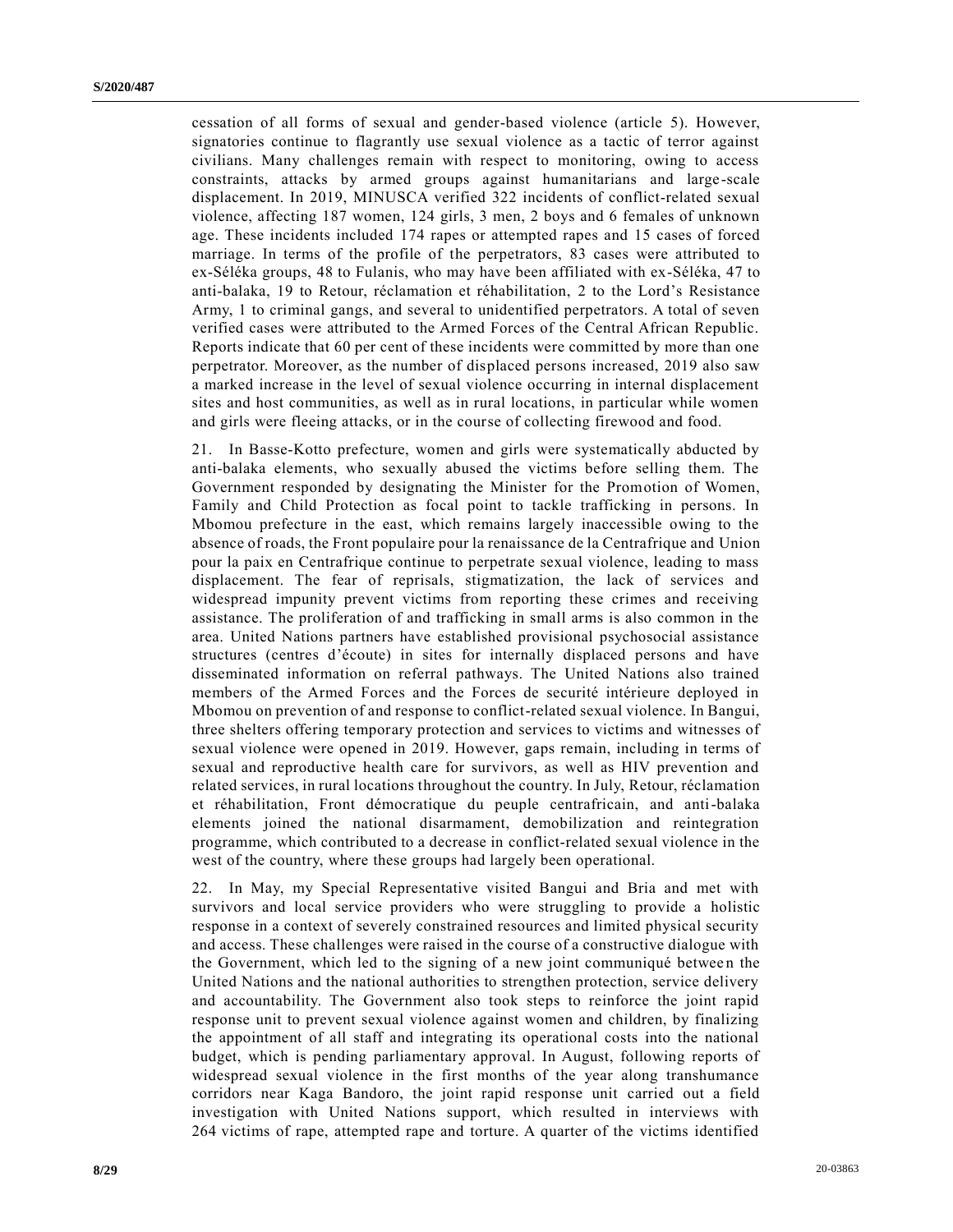cessation of all forms of sexual and gender-based violence (article 5). However, signatories continue to flagrantly use sexual violence as a tactic of terror against civilians. Many challenges remain with respect to monitoring, owing to access constraints, attacks by armed groups against humanitarians and large-scale displacement. In 2019, MINUSCA verified 322 incidents of conflict-related sexual violence, affecting 187 women, 124 girls, 3 men, 2 boys and 6 females of unknown age. These incidents included 174 rapes or attempted rapes and 15 cases of forced marriage. In terms of the profile of the perpetrators, 83 cases were attributed to ex-Séléka groups, 48 to Fulanis, who may have been affiliated with ex-Séléka, 47 to anti-balaka, 19 to Retour, réclamation et réhabilitation, 2 to the Lord's Resistance Army, 1 to criminal gangs, and several to unidentified perpetrators. A total of seven verified cases were attributed to the Armed Forces of the Central African Republic. Reports indicate that 60 per cent of these incidents were committed by more than one perpetrator. Moreover, as the number of displaced persons increased, 2019 also saw a marked increase in the level of sexual violence occurring in internal displacement sites and host communities, as well as in rural locations, in particular while women and girls were fleeing attacks, or in the course of collecting firewood and food.

21. In Basse-Kotto prefecture, women and girls were systematically abducted by anti-balaka elements, who sexually abused the victims before selling them. The Government responded by designating the Minister for the Promotion of Women, Family and Child Protection as focal point to tackle trafficking in persons. In Mbomou prefecture in the east, which remains largely inaccessible owing to the absence of roads, the Front populaire pour la renaissance de la Centrafrique and Union pour la paix en Centrafrique continue to perpetrate sexual violence, leading to mass displacement. The fear of reprisals, stigmatization, the lack of services and widespread impunity prevent victims from reporting these crimes and receiving assistance. The proliferation of and trafficking in small arms is also common in the area. United Nations partners have established provisional psychosocial assistance structures (centres d'écoute) in sites for internally displaced persons and have disseminated information on referral pathways. The United Nations also trained members of the Armed Forces and the Forces de securité intérieure deployed in Mbomou on prevention of and response to conflict-related sexual violence. In Bangui, three shelters offering temporary protection and services to victims and witnesses of sexual violence were opened in 2019. However, gaps remain, including in terms of sexual and reproductive health care for survivors, as well as HIV prevention and related services, in rural locations throughout the country. In July, Retour, réclamation et réhabilitation, Front démocratique du peuple centrafricain, and anti-balaka elements joined the national disarmament, demobilization and reintegration programme, which contributed to a decrease in conflict-related sexual violence in the west of the country, where these groups had largely been operational.

22. In May, my Special Representative visited Bangui and Bria and met with survivors and local service providers who were struggling to provide a holistic response in a context of severely constrained resources and limited physical security and access. These challenges were raised in the course of a constructive dialogue with the Government, which led to the signing of a new joint communiqué between the United Nations and the national authorities to strengthen protection, service delivery and accountability. The Government also took steps to reinforce the joint rapid response unit to prevent sexual violence against women and children, by finalizing the appointment of all staff and integrating its operational costs into the national budget, which is pending parliamentary approval. In August, following reports of widespread sexual violence in the first months of the year along transhumance corridors near Kaga Bandoro, the joint rapid response unit carried out a field investigation with United Nations support, which resulted in interviews with 264 victims of rape, attempted rape and torture. A quarter of the victims identified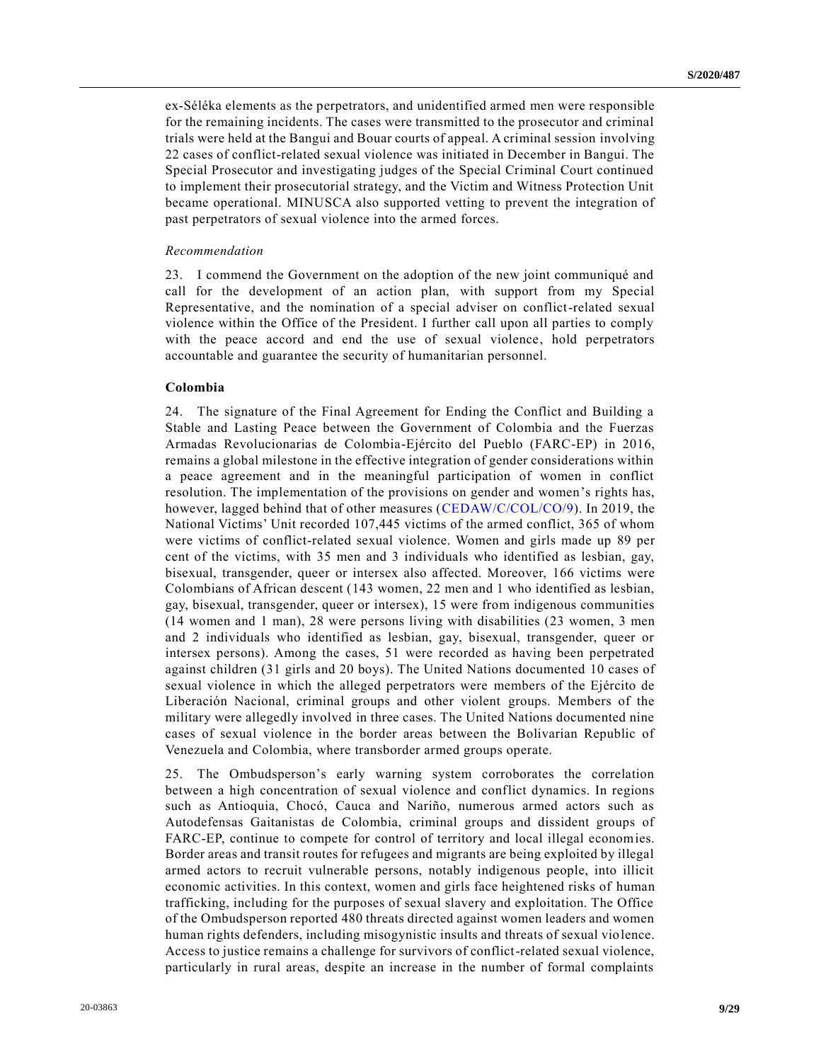ex-Séléka elements as the perpetrators, and unidentified armed men were responsible for the remaining incidents. The cases were transmitted to the prosecutor and criminal trials were held at the Bangui and Bouar courts of appeal. A criminal session involving 22 cases of conflict-related sexual violence was initiated in December in Bangui. The Special Prosecutor and investigating judges of the Special Criminal Court continued to implement their prosecutorial strategy, and the Victim and Witness Protection Unit became operational. MINUSCA also supported vetting to prevent the integration of past perpetrators of sexual violence into the armed forces.

*Recommendation*

23. I commend the Government on the adoption of the new joint communiqué and call for the development of an action plan, with support from my Special Representative, and the nomination of a special adviser on conflict-related sexual violence within the Office of the President. I further call upon all parties to comply with the peace accord and end the use of sexual violence, hold perpetrators accountable and guarantee the security of humanitarian personnel.

**Colombia**

24. The signature of the Final Agreement for Ending the Conflict and Building a Stable and Lasting Peace between the Government of Colombia and the Fuerzas Armadas Revolucionarias de Colombia-Ejército del Pueblo (FARC-EP) in 2016, remains a global milestone in the effective integration of gender considerations within a peace agreement and in the meaningful participation of women in conflict resolution. The implementation of the provisions on gender and women's rights has, however, lagged behind that of other measures (CEDAW/C/COL/CO/9). In 2019, the National Victims' Unit recorded 107,445 victims of the armed conflict, 365 of whom were victims of conflict-related sexual violence. Women and girls made up 89 per cent of the victims, with 35 men and 3 individuals who identified as lesbian, gay, bisexual, transgender, queer or intersex also affected. Moreover, 166 victims were Colombians of African descent (143 women, 22 men and 1 who identified as lesbian, gay, bisexual, transgender, queer or intersex), 15 were from indigenous communities (14 women and 1 man), 28 were persons living with disabilities (23 women, 3 men and 2 individuals who identified as lesbian, gay, bisexual, transgender, queer or intersex persons). Among the cases, 51 were recorded as having been perpetrated against children (31 girls and 20 boys). The United Nations documented 10 cases of sexual violence in which the alleged perpetrators were members of the Ejército de Liberación Nacional, criminal groups and other violent groups. Members of the military were allegedly involved in three cases. The United Nations documented nine cases of sexual violence in the border areas between the Bolivarian Republic of Venezuela and Colombia, where transborder armed groups operate.

25. The Ombudsperson's early warning system corroborates the correlation between a high concentration of sexual violence and conflict dynamics. In regions such as Antioquia, Chocó, Cauca and Nariño, numerous armed actors such as Autodefensas Gaitanistas de Colombia, criminal groups and dissident groups of FARC-EP, continue to compete for control of territory and local illegal economies. Border areas and transit routes for refugees and migrants are being exploited by illegal armed actors to recruit vulnerable persons, notably indigenous people, into illicit economic activities. In this context, women and girls face heightened risks of human trafficking, including for the purposes of sexual slavery and exploitation. The Office of the Ombudsperson reported 480 threats directed against women leaders and women human rights defenders, including misogynistic insults and threats of sexual violence. Access to justice remains a challenge for survivors of conflict-related sexual violence, particularly in rural areas, despite an increase in the number of formal complaints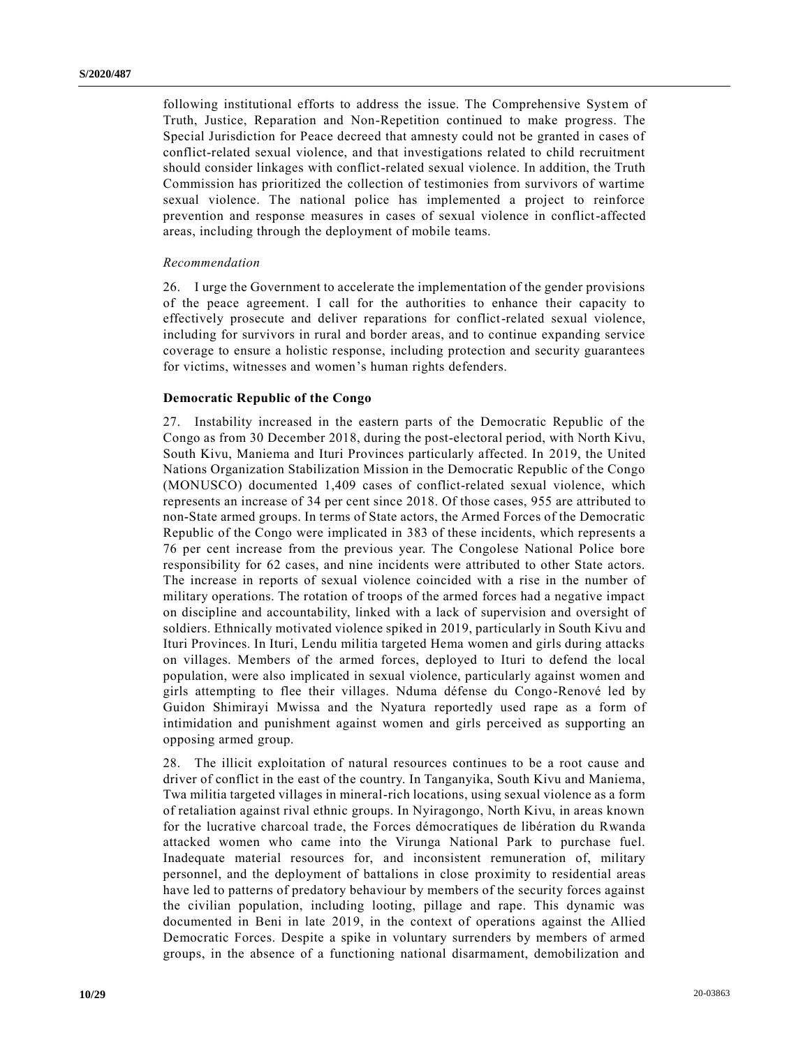following institutional efforts to address the issue. The Comprehensive System of Truth, Justice, Reparation and Non-Repetition continued to make progress. The Special Jurisdiction for Peace decreed that amnesty could not be granted in cases of conflict-related sexual violence, and that investigations related to child recruitment should consider linkages with conflict-related sexual violence. In addition, the Truth Commission has prioritized the collection of testimonies from survivors of wartime sexual violence. The national police has implemented a project to reinforce prevention and response measures in cases of sexual violence in conflict-affected areas, including through the deployment of mobile teams.

*Recommendation*

26. I urge the Government to accelerate the implementation of the gender provisions of the peace agreement. I call for the authorities to enhance their capacity to effectively prosecute and deliver reparations for conflict-related sexual violence, including for survivors in rural and border areas, and to continue expanding service coverage to ensure a holistic response, including protection and security guarantees for victims, witnesses and women's human rights defenders.

### Democratic Republic of the Congo

27. Instability increased in the eastern parts of the Democratic Republic of the Congo as from 30 December 2018, during the post-electoral period, with North Kivu, South Kivu, Maniema and Ituri Provinces particularly affected. In 2019, the United Nations Organization Stabilization Mission in the Democratic Republic of the Congo (MONUSCO) documented 1,409 cases of conflict-related sexual violence, which represents an increase of 34 per cent since 2018. Of those cases, 955 are attributed to non-State armed groups. In terms of State actors, the Armed Forces of the Democratic Republic of the Congo were implicated in 383 of these incidents, which represents a 76 per cent increase from the previous year. The Congolese National Police bore responsibility for 62 cases, and nine incidents were attributed to other State actors. The increase in reports of sexual violence coincided with a rise in the number of military operations. The rotation of troops of the armed forces had a negative impact on discipline and accountability, linked with a lack of supervision and oversight of soldiers. Ethnically motivated violence spiked in 2019, particularly in South Kivu and Ituri Provinces. In Ituri, Lendu militia targeted Hema women and girls during attacks on villages. Members of the armed forces, deployed to Ituri to defend the local population, were also implicated in sexual violence, particularly against women and girls attempting to flee their villages. Nduma défense du Congo-Renové led by Guidon Shimirayi Mwissa and the Nyatura reportedly used rape as a form of intimidation and punishment against women and girls perceived as supporting an opposing armed group.

28. The illicit exploitation of natural resources continues to be a root cause and driver of conflict in the east of the country. In Tanganyika, South Kivu and Maniema, Twa militia targeted villages in mineral-rich locations, using sexual violence as a form of retaliation against rival ethnic groups. In Nyiragongo, North Kivu, in areas known for the lucrative charcoal trade, the Forces démocratiques de libération du Rwanda attacked women who came into the Virunga National Park to purchase fuel. Inadequate material resources for, and inconsistent remuneration of, military personnel, and the deployment of battalions in close proximity to residential areas have led to patterns of predatory behaviour by members of the security forces against the civilian population, including looting, pillage and rape. This dynamic was documented in Beni in late 2019, in the context of operations against the Allied Democratic Forces. Despite a spike in voluntary surrenders by members of armed groups, in the absence of a functioning national disarmament, demobilization and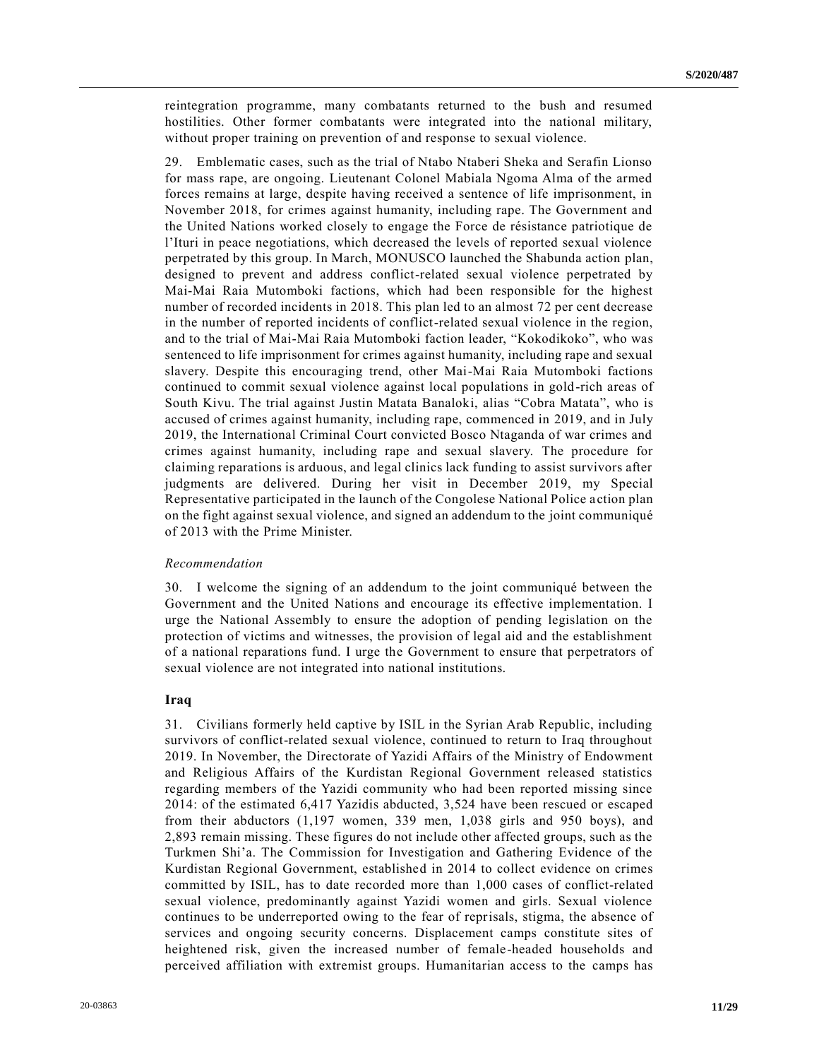reintegration programme, many combatants returned to the bush and resumed hostilities. Other former combatants were integrated into the national military, without proper training on prevention of and response to sexual violence.

29. Emblematic cases, such as the trial of Ntabo Ntaberi Sheka and Serafin Lionso for mass rape, are ongoing. Lieutenant Colonel Mabiala Ngoma Alma of the armed forces remains at large, despite having received a sentence of life imprisonment, in November 2018, for crimes against humanity, including rape. The Government and the United Nations worked closely to engage the Force de résistance patriotique de l'Ituri in peace negotiations, which decreased the levels of reported sexual violence perpetrated by this group. In March, MONUSCO launched the Shabunda action plan, designed to prevent and address conflict-related sexual violence perpetrated by Mai-Mai Raia Mutomboki factions, which had been responsible for the highest number of recorded incidents in 2018. This plan led to an almost 72 per cent decrease in the number of reported incidents of conflict-related sexual violence in the region, and to the trial of Mai-Mai Raia Mutomboki faction leader, "Kokodikoko", who was sentenced to life imprisonment for crimes against humanity, including rape and sexual slavery. Despite this encouraging trend, other Mai-Mai Raia Mutomboki factions continued to commit sexual violence against local populations in gold-rich areas of South Kivu. The trial against Justin Matata Banaloki, alias "Cobra Matata", who is accused of crimes against humanity, including rape, commenced in 2019, and in July 2019, the International Criminal Court convicted Bosco Ntaganda of war crimes and crimes against humanity, including rape and sexual slavery. The procedure for claiming reparations is arduous, and legal clinics lack funding to assist survivors after judgments are delivered. During her visit in December 2019, my Special Representative participated in the launch of the Congolese National Police action plan on the fight against sexual violence, and signed an addendum to the joint communiqué of 2013 with the Prime Minister.

*Recommendation*

30. I welcome the signing of an addendum to the joint communiqué between the Government and the United Nations and encourage its effective implementation. I urge the National Assembly to ensure the adoption of pending legislation on the protection of victims and witnesses, the provision of legal aid and the establishment of a national reparations fund. I urge the Government to ensure that perpetrators of sexual violence are not integrated into national institutions.

### Iraq

31. Civilians formerly held captive by ISIL in the Syrian Arab Republic, including survivors of conflict-related sexual violence, continued to return to Iraq throughout 2019. In November, the Directorate of Yazidi Affairs of the Ministry of Endowment and Religious Affairs of the Kurdistan Regional Government released statistics regarding members of the Yazidi community who had been reported missing since 2014: of the estimated 6,417 Yazidis abducted, 3,524 have been rescued or escaped from their abductors (1,197 women, 339 men, 1,038 girls and 950 boys), and 2,893 remain missing. These figures do not include other affected groups, such as the Turkmen Shi'a. The Commission for Investigation and Gathering Evidence of the Kurdistan Regional Government, established in 2014 to collect evidence on crimes committed by ISIL, has to date recorded more than 1,000 cases of conflict-related sexual violence, predominantly against Yazidi women and girls. Sexual violence continues to be underreported owing to the fear of reprisals, stigma, the absence of services and ongoing security concerns. Displacement camps constitute sites of heightened risk, given the increased number of female-headed households and perceived affiliation with extremist groups. Humanitarian access to the camps has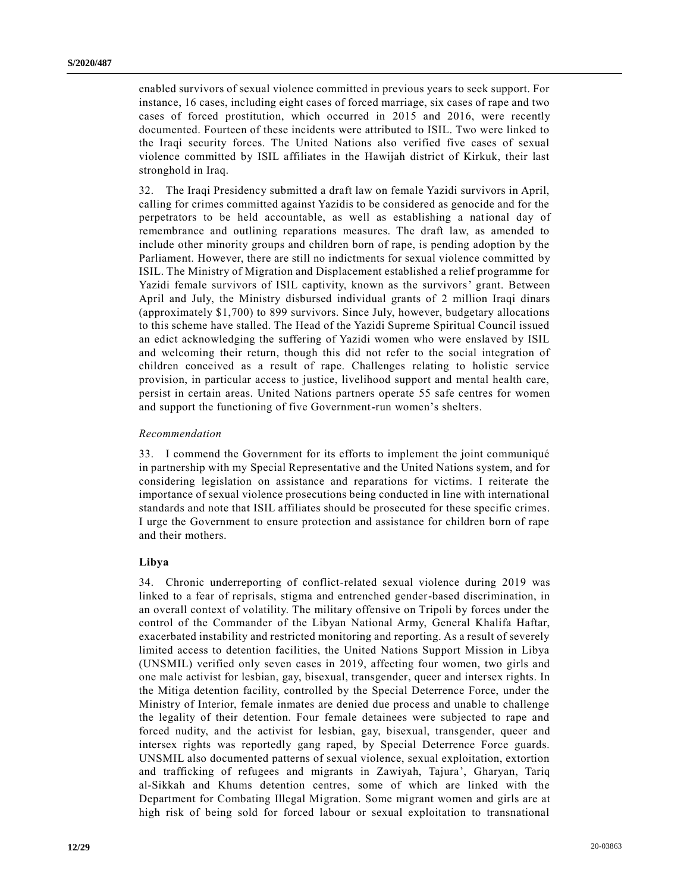enabled survivors of sexual violence committed in previous years to seek support. For instance, 16 cases, including eight cases of forced marriage, six cases of rape and two cases of forced prostitution, which occurred in 2015 and 2016, were recently documented. Fourteen of these incidents were attributed to ISIL. Two were linked to the Iraqi security forces. The United Nations also verified five cases of sexual violence committed by ISIL affiliates in the Hawijah district of Kirkuk, their last stronghold in Iraq.

32. The Iraqi Presidency submitted a draft law on female Yazidi survivors in April, calling for crimes committed against Yazidis to be considered as genocide and for the perpetrators to be held accountable, as well as establishing a national day of remembrance and outlining reparations measures. The draft law, as amended to include other minority groups and children born of rape, is pending adoption by the Parliament. However, there are still no indictments for sexual violence committed by ISIL. The Ministry of Migration and Displacement established a relief programme for Yazidi female survivors of ISIL captivity, known as the survivors' grant. Between April and July, the Ministry disbursed individual grants of 2 million Iraqi dinars (approximately $1,700) to 899 survivors. Since July, however, budgetary allocations to this scheme have stalled. The Head of the Yazidi Supreme Spiritual Council issued an edict acknowledging the suffering of Yazidi women who were enslaved by ISIL and welcoming their return, though this did not refer to the social integration of children conceived as a result of rape. Challenges relating to holistic service provision, in particular access to justice, livelihood support and mental health care, persist in certain areas. United Nations partners operate 55 safe centres for women and support the functioning of five Government-run women's shelters.

*Recommendation*

33. I commend the Government for its efforts to implement the joint communiqué in partnership with my Special Representative and the United Nations system, and for considering legislation on assistance and reparations for victims. I reiterate the importance of sexual violence prosecutions being conducted in line with international standards and note that ISIL affiliates should be prosecuted for these specific crimes. I urge the Government to ensure protection and assistance for children born of rape and their mothers.

**Libya**

34. Chronic underreporting of conflict-related sexual violence during 2019 was linked to a fear of reprisals, stigma and entrenched gender-based discrimination, in an overall context of volatility. The military offensive on Tripoli by forces under the control of the Commander of the Libyan National Army, General Khalifa Haftar, exacerbated instability and restricted monitoring and reporting. As a result of severely limited access to detention facilities, the United Nations Support Mission in Libya (UNSMIL) verified only seven cases in 2019, affecting four women, two girls and one male activist for lesbian, gay, bisexual, transgender, queer and intersex rights. In the Mitiga detention facility, controlled by the Special Deterrence Force, under the Ministry of Interior, female inmates are denied due process and unable to challenge the legality of their detention. Four female detainees were subjected to rape and forced nudity, and the activist for lesbian, gay, bisexual, transgender, queer and intersex rights was reportedly gang raped, by Special Deterrence Force guards. UNSMIL also documented patterns of sexual violence, sexual exploitation, extortion and trafficking of refugees and migrants in Zawiyah, Tajura', Gharyan, Tariq al-Sikkah and Khums detention centres, some of which are linked with the Department for Combating Illegal Migration. Some migrant women and girls are at high risk of being sold for forced labour or sexual exploitation to transnational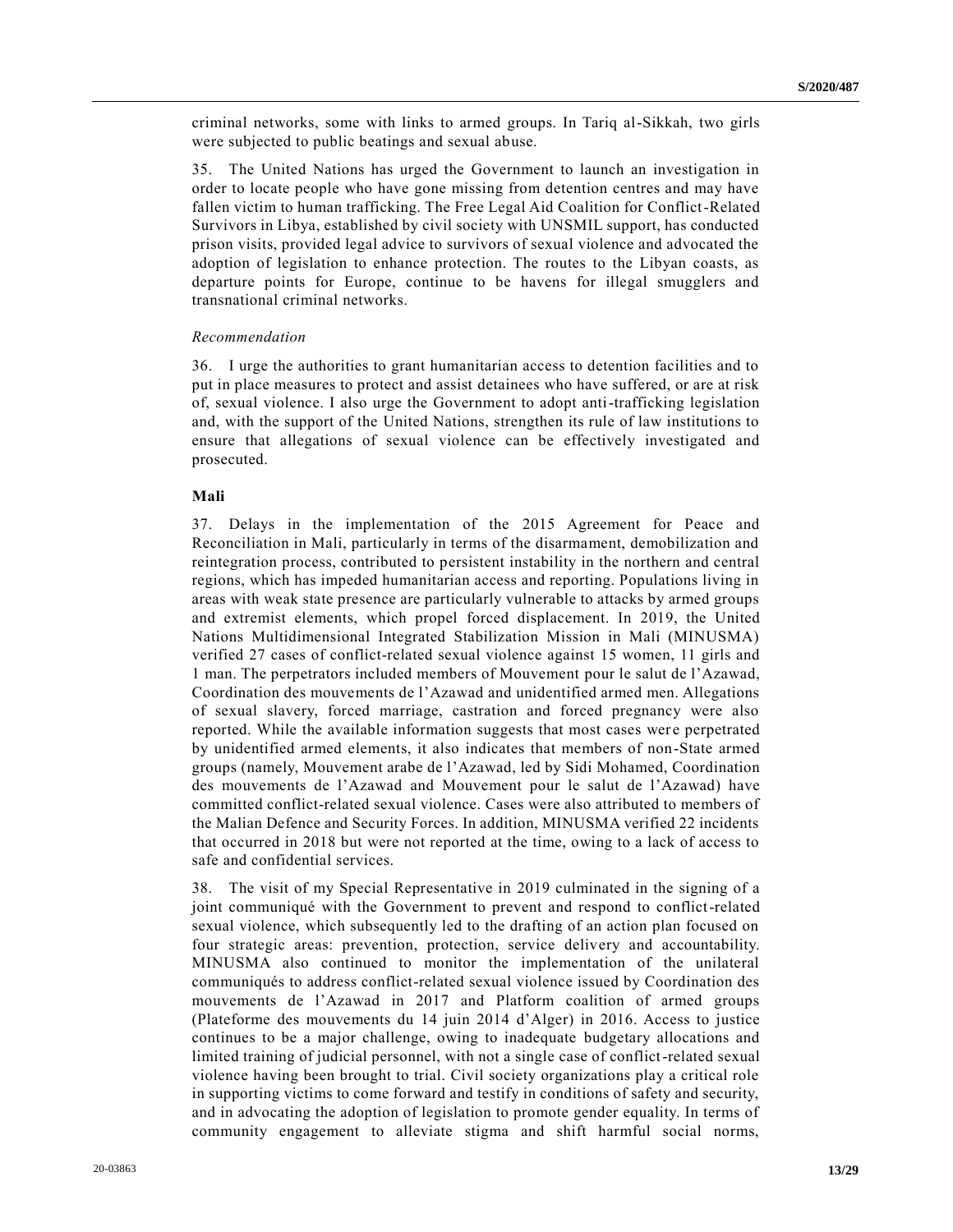criminal networks, some with links to armed groups. In Tariq al-Sikkah, two girls were subjected to public beatings and sexual abuse.

35. The United Nations has urged the Government to launch an investigation in order to locate people who have gone missing from detention centres and may have fallen victim to human trafficking. The Free Legal Aid Coalition for Conflict-Related Survivors in Libya, established by civil society with UNSMIL support, has conducted prison visits, provided legal advice to survivors of sexual violence and advocated the adoption of legislation to enhance protection. The routes to the Libyan coasts, as departure points for Europe, continue to be havens for illegal smugglers and transnational criminal networks.

*Recommendation*

36. I urge the authorities to grant humanitarian access to detention facilities and to put in place measures to protect and assist detainees who have suffered, or are at risk of, sexual violence. I also urge the Government to adopt anti-trafficking legislation and, with the support of the United Nations, strengthen its rule of law institutions to ensure that allegations of sexual violence can be effectively investigated and prosecuted.

**Mali**

37. Delays in the implementation of the 2015 Agreement for Peace and Reconciliation in Mali, particularly in terms of the disarmament, demobilization and reintegration process, contributed to persistent instability in the northern and central regions, which has impeded humanitarian access and reporting. Populations living in areas with weak state presence are particularly vulnerable to attacks by armed groups and extremist elements, which propel forced displacement. In 2019, the United Nations Multidimensional Integrated Stabilization Mission in Mali (MINUSMA) verified 27 cases of conflict-related sexual violence against 15 women, 11 girls and 1 man. The perpetrators included members of Mouvement pour le salut de l'Azawad, Coordination des mouvements de l'Azawad and unidentified armed men. Allegations of sexual slavery, forced marriage, castration and forced pregnancy were also reported. While the available information suggests that most cases were perpetrated by unidentified armed elements, it also indicates that members of non-State armed groups (namely, Mouvement arabe de l'Azawad, led by Sidi Mohamed, Coordination des mouvements de l'Azawad and Mouvement pour le salut de l'Azawad) have committed conflict-related sexual violence. Cases were also attributed to members of the Malian Defence and Security Forces. In addition, MINUSMA verified 22 incidents that occurred in 2018 but were not reported at the time, owing to a lack of access to safe and confidential services.

38. The visit of my Special Representative in 2019 culminated in the signing of a joint communiqué with the Government to prevent and respond to conflict-related sexual violence, which subsequently led to the drafting of an action plan focused on four strategic areas: prevention, protection, service delivery and accountability. MINUSMA also continued to monitor the implementation of the unilateral communiqués to address conflict-related sexual violence issued by Coordination des mouvements de l'Azawad in 2017 and Platform coalition of armed groups (Plateforme des mouvements du 14 juin 2014 d'Alger) in 2016. Access to justice continues to be a major challenge, owing to inadequate budgetary allocations and limited training of judicial personnel, with not a single case of conflict-related sexual violence having been brought to trial. Civil society organizations play a critical role in supporting victims to come forward and testify in conditions of safety and security, and in advocating the adoption of legislation to promote gender equality. In terms of community engagement to alleviate stigma and shift harmful social norms,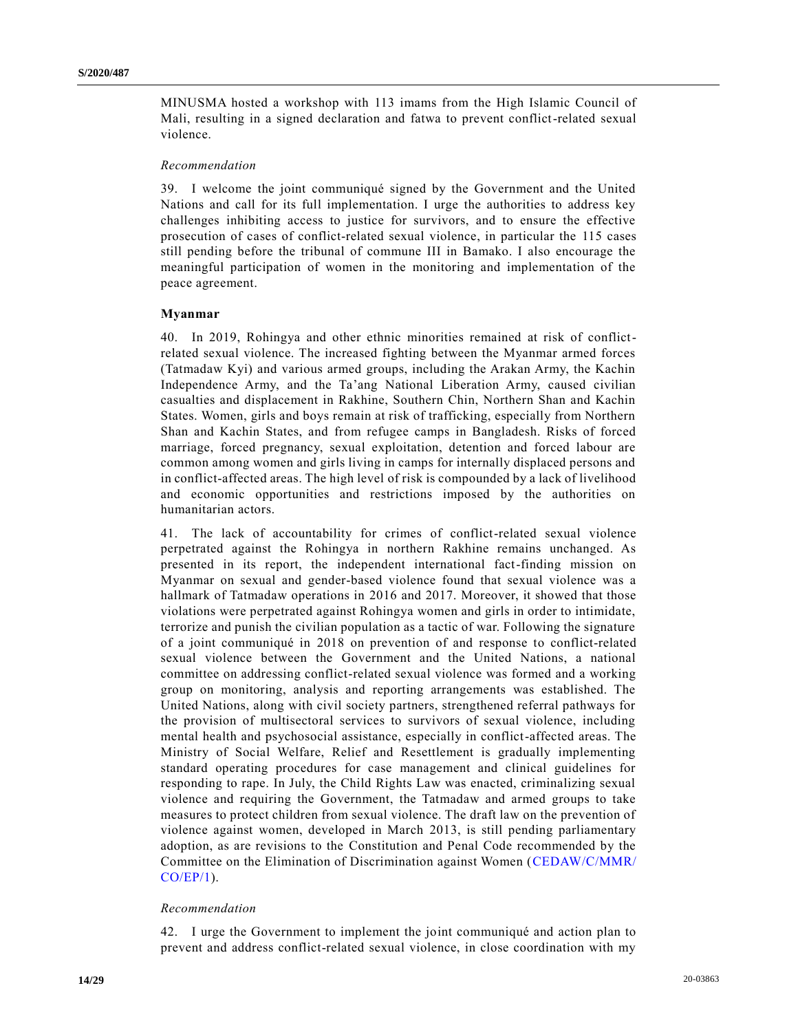MINUSMA hosted a workshop with 113 imams from the High Islamic Council of Mali, resulting in a signed declaration and fatwa to prevent conflict-related sexual violence.

*Recommendation*

39. I welcome the joint communiqué signed by the Government and the United Nations and call for its full implementation. I urge the authorities to address key challenges inhibiting access to justice for survivors, and to ensure the effective prosecution of cases of conflict-related sexual violence, in particular the 115 cases still pending before the tribunal of commune III in Bamako. I also encourage the meaningful participation of women in the monitoring and implementation of the peace agreement.

**Myanmar**

40. In 2019, Rohingya and other ethnic minorities remained at risk of conflict-related sexual violence. The increased fighting between the Myanmar armed forces (Tatmadaw Kyi) and various armed groups, including the Arakan Army, the Kachin Independence Army, and the Ta'ang National Liberation Army, caused civilian casualties and displacement in Rakhine, Southern Chin, Northern Shan and Kachin States. Women, girls and boys remain at risk of trafficking, especially from Northern Shan and Kachin States, and from refugee camps in Bangladesh. Risks of forced marriage, forced pregnancy, sexual exploitation, detention and forced labour are common among women and girls living in camps for internally displaced persons and in conflict-affected areas. The high level of risk is compounded by a lack of livelihood and economic opportunities and restrictions imposed by the authorities on humanitarian actors.

41. The lack of accountability for crimes of conflict-related sexual violence perpetrated against the Rohingya in northern Rakhine remains unchanged. As presented in its report, the independent international fact-finding mission on Myanmar on sexual and gender-based violence found that sexual violence was a hallmark of Tatmadaw operations in 2016 and 2017. Moreover, it showed that those violations were perpetrated against Rohingya women and girls in order to intimidate, terrorize and punish the civilian population as a tactic of war. Following the signature of a joint communiqué in 2018 on prevention of and response to conflict-related sexual violence between the Government and the United Nations, a national committee on addressing conflict-related sexual violence was formed and a working group on monitoring, analysis and reporting arrangements was established. The United Nations, along with civil society partners, strengthened referral pathways for the provision of multisectoral services to survivors of sexual violence, including mental health and psychosocial assistance, especially in conflict-affected areas. The Ministry of Social Welfare, Relief and Resettlement is gradually implementing standard operating procedures for case management and clinical guidelines for responding to rape. In July, the Child Rights Law was enacted, criminalizing sexual violence and requiring the Government, the Tatmadaw and armed groups to take measures to protect children from sexual violence. The draft law on the prevention of violence against women, developed in March 2013, is still pending parliamentary adoption, as are revisions to the Constitution and Penal Code recommended by the Committee on the Elimination of Discrimination against Women (CEDAW/C/MMR/CO/EP/1).

*Recommendation*

42. I urge the Government to implement the joint communiqué and action plan to prevent and address conflict-related sexual violence, in close coordination with my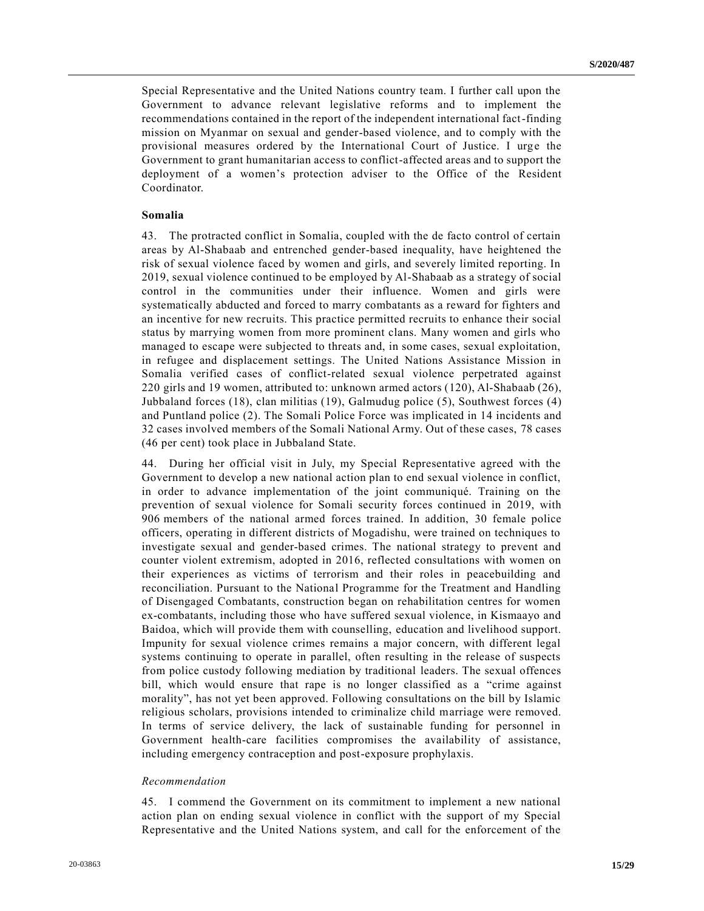Special Representative and the United Nations country team. I further call upon the Government to advance relevant legislative reforms and to implement the recommendations contained in the report of the independent international fact-finding mission on Myanmar on sexual and gender-based violence, and to comply with the provisional measures ordered by the International Court of Justice. I urge the Government to grant humanitarian access to conflict-affected areas and to support the deployment of a women's protection adviser to the Office of the Resident Coordinator.

### Somalia

43. The protracted conflict in Somalia, coupled with the de facto control of certain areas by Al-Shabaab and entrenched gender-based inequality, have heightened the risk of sexual violence faced by women and girls, and severely limited reporting. In 2019, sexual violence continued to be employed by Al-Shabaab as a strategy of social control in the communities under their influence. Women and girls were systematically abducted and forced to marry combatants as a reward for fighters and an incentive for new recruits. This practice permitted recruits to enhance their social status by marrying women from more prominent clans. Many women and girls who managed to escape were subjected to threats and, in some cases, sexual exploitation, in refugee and displacement settings. The United Nations Assistance Mission in Somalia verified cases of conflict-related sexual violence perpetrated against 220 girls and 19 women, attributed to: unknown armed actors (120), Al-Shabaab (26), Jubbaland forces (18), clan militias (19), Galmudug police (5), Southwest forces (4) and Puntland police (2). The Somali Police Force was implicated in 14 incidents and 32 cases involved members of the Somali National Army. Out of these cases, 78 cases (46 per cent) took place in Jubbaland State.

44. During her official visit in July, my Special Representative agreed with the Government to develop a new national action plan to end sexual violence in conflict, in order to advance implementation of the joint communiqué. Training on the prevention of sexual violence for Somali security forces continued in 2019, with 906 members of the national armed forces trained. In addition, 30 female police officers, operating in different districts of Mogadishu, were trained on techniques to investigate sexual and gender-based crimes. The national strategy to prevent and counter violent extremism, adopted in 2016, reflected consultations with women on their experiences as victims of terrorism and their roles in peacebuilding and reconciliation. Pursuant to the National Programme for the Treatment and Handling of Disengaged Combatants, construction began on rehabilitation centres for women ex-combatants, including those who have suffered sexual violence, in Kismaayo and Baidoa, which will provide them with counselling, education and livelihood support. Impunity for sexual violence crimes remains a major concern, with different legal systems continuing to operate in parallel, often resulting in the release of suspects from police custody following mediation by traditional leaders. The sexual offences bill, which would ensure that rape is no longer classified as a "crime against morality", has not yet been approved. Following consultations on the bill by Islamic religious scholars, provisions intended to criminalize child marriage were removed. In terms of service delivery, the lack of sustainable funding for personnel in Government health-care facilities compromises the availability of assistance, including emergency contraception and post-exposure prophylaxis.

*Recommendation*

45. I commend the Government on its commitment to implement a new national action plan on ending sexual violence in conflict with the support of my Special Representative and the United Nations system, and call for the enforcement of the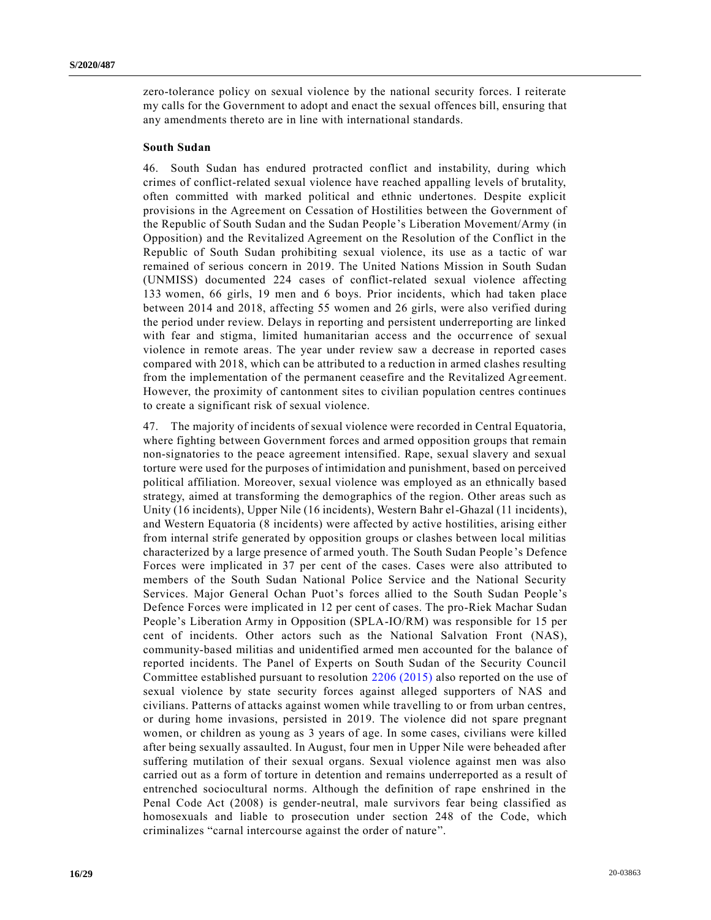zero-tolerance policy on sexual violence by the national security forces. I reiterate my calls for the Government to adopt and enact the sexual offences bill, ensuring that any amendments thereto are in line with international standards.

### South Sudan

46. South Sudan has endured protracted conflict and instability, during which crimes of conflict-related sexual violence have reached appalling levels of brutality, often committed with marked political and ethnic undertones. Despite explicit provisions in the Agreement on Cessation of Hostilities between the Government of the Republic of South Sudan and the Sudan People's Liberation Movement/Army (in Opposition) and the Revitalized Agreement on the Resolution of the Conflict in the Republic of South Sudan prohibiting sexual violence, its use as a tactic of war remained of serious concern in 2019. The United Nations Mission in South Sudan (UNMISS) documented 224 cases of conflict-related sexual violence affecting 133 women, 66 girls, 19 men and 6 boys. Prior incidents, which had taken place between 2014 and 2018, affecting 55 women and 26 girls, were also verified during the period under review. Delays in reporting and persistent underreporting are linked with fear and stigma, limited humanitarian access and the occurrence of sexual violence in remote areas. The year under review saw a decrease in reported cases compared with 2018, which can be attributed to a reduction in armed clashes resulting from the implementation of the permanent ceasefire and the Revitalized Agreement. However, the proximity of cantonment sites to civilian population centres continues to create a significant risk of sexual violence.

47. The majority of incidents of sexual violence were recorded in Central Equatoria, where fighting between Government forces and armed opposition groups that remain non-signatories to the peace agreement intensified. Rape, sexual slavery and sexual torture were used for the purposes of intimidation and punishment, based on perceived political affiliation. Moreover, sexual violence was employed as an ethnically based strategy, aimed at transforming the demographics of the region. Other areas such as Unity (16 incidents), Upper Nile (16 incidents), Western Bahr el-Ghazal (11 incidents), and Western Equatoria (8 incidents) were affected by active hostilities, arising either from internal strife generated by opposition groups or clashes between local militias characterized by a large presence of armed youth. The South Sudan People's Defence Forces were implicated in 37 per cent of the cases. Cases were also attributed to members of the South Sudan National Police Service and the National Security Services. Major General Ochan Puot's forces allied to the South Sudan People's Defence Forces were implicated in 12 per cent of cases. The pro-Riek Machar Sudan People's Liberation Army in Opposition (SPLA-IO/RM) was responsible for 15 per cent of incidents. Other actors such as the National Salvation Front (NAS), community-based militias and unidentified armed men accounted for the balance of reported incidents. The Panel of Experts on South Sudan of the Security Council Committee established pursuant to resolution 2206 (2015) also reported on the use of sexual violence by state security forces against alleged supporters of NAS and civilians. Patterns of attacks against women while travelling to or from urban centres, or during home invasions, persisted in 2019. The violence did not spare pregnant women, or children as young as 3 years of age. In some cases, civilians were killed after being sexually assaulted. In August, four men in Upper Nile were beheaded after suffering mutilation of their sexual organs. Sexual violence against men was also carried out as a form of torture in detention and remains underreported as a result of entrenched sociocultural norms. Although the definition of rape enshrined in the Penal Code Act (2008) is gender-neutral, male survivors fear being classified as homosexuals and liable to prosecution under section 248 of the Code, which criminalizes "carnal intercourse against the order of nature".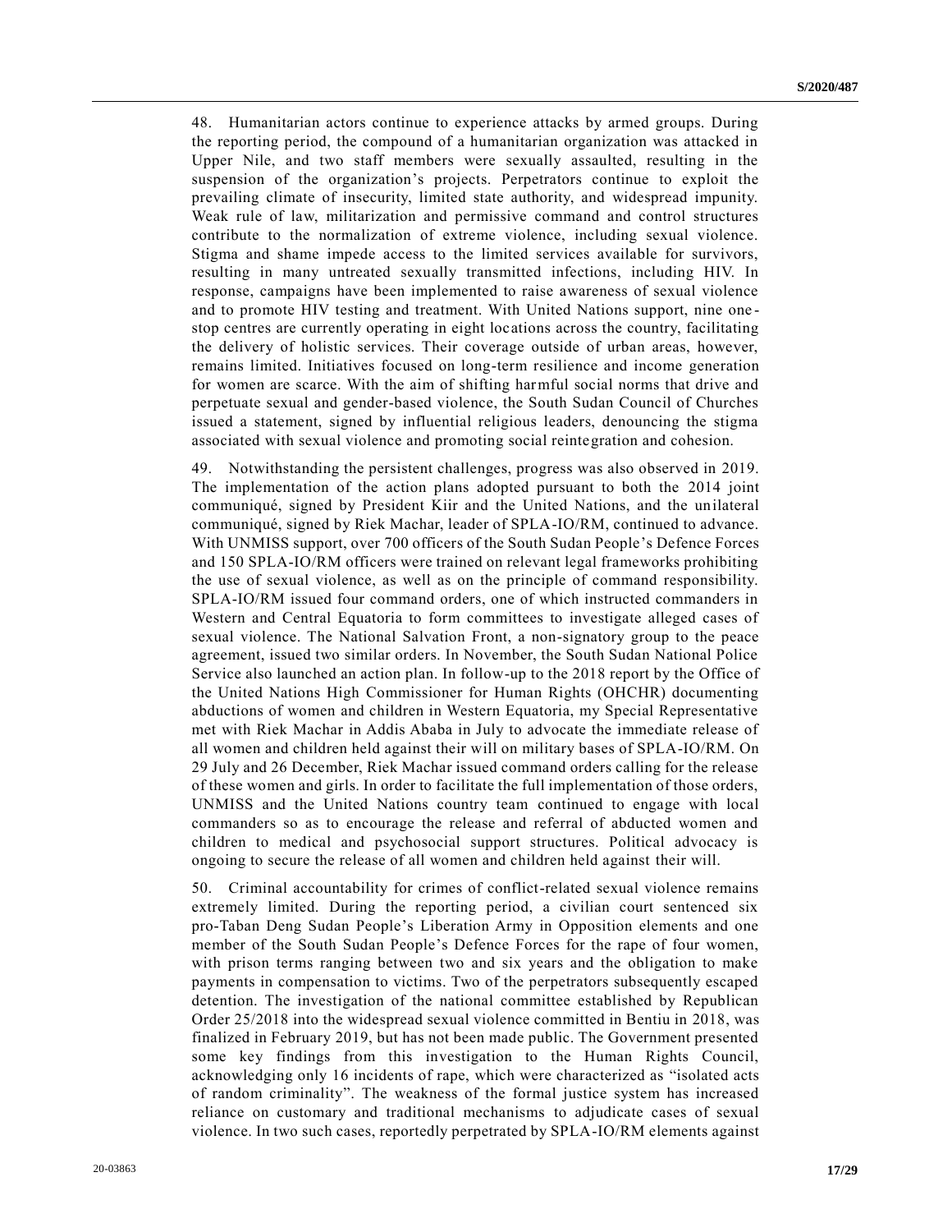48. Humanitarian actors continue to experience attacks by armed groups. During the reporting period, the compound of a humanitarian organization was attacked in Upper Nile, and two staff members were sexually assaulted, resulting in the suspension of the organization's projects. Perpetrators continue to exploit the prevailing climate of insecurity, limited state authority, and widespread impunity. Weak rule of law, militarization and permissive command and control structures contribute to the normalization of extreme violence, including sexual violence. Stigma and shame impede access to the limited services available for survivors, resulting in many untreated sexually transmitted infections, including HIV. In response, campaigns have been implemented to raise awareness of sexual violence and to promote HIV testing and treatment. With United Nations support, nine one-stop centres are currently operating in eight locations across the country, facilitating the delivery of holistic services. Their coverage outside of urban areas, however, remains limited. Initiatives focused on long-term resilience and income generation for women are scarce. With the aim of shifting harmful social norms that drive and perpetuate sexual and gender-based violence, the South Sudan Council of Churches issued a statement, signed by influential religious leaders, denouncing the stigma associated with sexual violence and promoting social reintegration and cohesion.

49. Notwithstanding the persistent challenges, progress was also observed in 2019. The implementation of the action plans adopted pursuant to both the 2014 joint communiqué, signed by President Kiir and the United Nations, and the unilateral communiqué, signed by Riek Machar, leader of SPLA-IO/RM, continued to advance. With UNMISS support, over 700 officers of the South Sudan People's Defence Forces and 150 SPLA-IO/RM officers were trained on relevant legal frameworks prohibiting the use of sexual violence, as well as on the principle of command responsibility. SPLA-IO/RM issued four command orders, one of which instructed commanders in Western and Central Equatoria to form committees to investigate alleged cases of sexual violence. The National Salvation Front, a non-signatory group to the peace agreement, issued two similar orders. In November, the South Sudan National Police Service also launched an action plan. In follow-up to the 2018 report by the Office of the United Nations High Commissioner for Human Rights (OHCHR) documenting abductions of women and children in Western Equatoria, my Special Representative met with Riek Machar in Addis Ababa in July to advocate the immediate release of all women and children held against their will on military bases of SPLA-IO/RM. On 29 July and 26 December, Riek Machar issued command orders calling for the release of these women and girls. In order to facilitate the full implementation of those orders, UNMISS and the United Nations country team continued to engage with local commanders so as to encourage the release and referral of abducted women and children to medical and psychosocial support structures. Political advocacy is ongoing to secure the release of all women and children held against their will.

50. Criminal accountability for crimes of conflict-related sexual violence remains extremely limited. During the reporting period, a civilian court sentenced six pro-Taban Deng Sudan People's Liberation Army in Opposition elements and one member of the South Sudan People's Defence Forces for the rape of four women, with prison terms ranging between two and six years and the obligation to make payments in compensation to victims. Two of the perpetrators subsequently escaped detention. The investigation of the national committee established by Republican Order 25/2018 into the widespread sexual violence committed in Bentiu in 2018, was finalized in February 2019, but has not been made public. The Government presented some key findings from this investigation to the Human Rights Council, acknowledging only 16 incidents of rape, which were characterized as "isolated acts of random criminality". The weakness of the formal justice system has increased reliance on customary and traditional mechanisms to adjudicate cases of sexual violence. In two such cases, reportedly perpetrated by SPLA-IO/RM elements against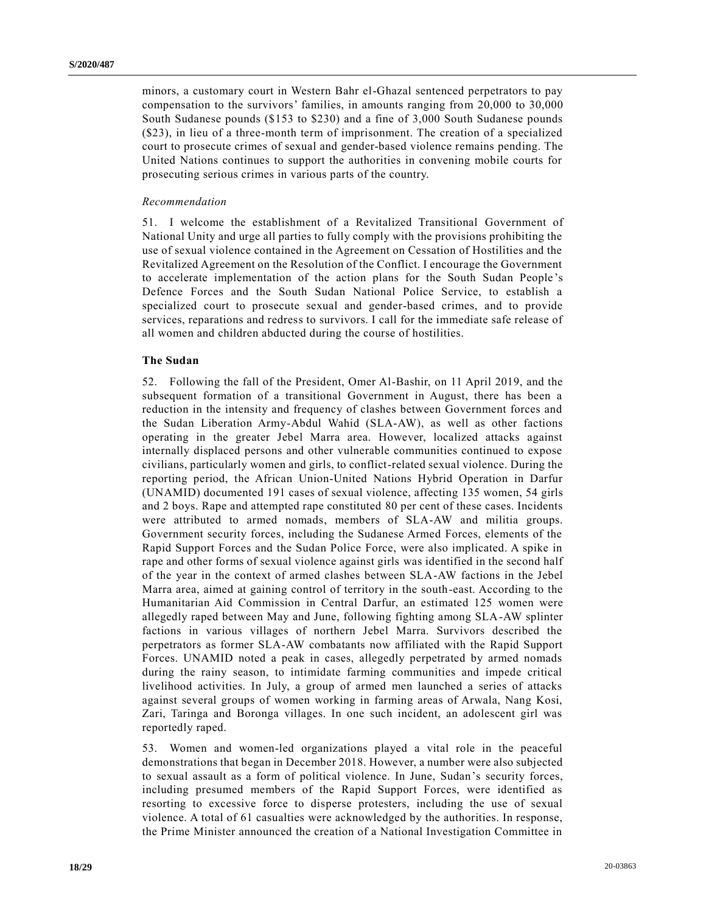minors, a customary court in Western Bahr el-Ghazal sentenced perpetrators to pay compensation to the survivors' families, in amounts ranging from 20,000 to 30,000 South Sudanese pounds ($153 to $230) and a fine of 3,000 South Sudanese pounds ($23), in lieu of a three-month term of imprisonment. The creation of a specialized court to prosecute crimes of sexual and gender-based violence remains pending. The United Nations continues to support the authorities in convening mobile courts for prosecuting serious crimes in various parts of the country.

*Recommendation*

51. I welcome the establishment of a Revitalized Transitional Government of National Unity and urge all parties to fully comply with the provisions prohibiting the use of sexual violence contained in the Agreement on Cessation of Hostilities and the Revitalized Agreement on the Resolution of the Conflict. I encourage the Government to accelerate implementation of the action plans for the South Sudan People's Defence Forces and the South Sudan National Police Service, to establish a specialized court to prosecute sexual and gender-based crimes, and to provide services, reparations and redress to survivors. I call for the immediate safe release of all women and children abducted during the course of hostilities.

**The Sudan**

52. Following the fall of the President, Omer Al-Bashir, on 11 April 2019, and the subsequent formation of a transitional Government in August, there has been a reduction in the intensity and frequency of clashes between Government forces and the Sudan Liberation Army-Abdul Wahid (SLA-AW), as well as other factions operating in the greater Jebel Marra area. However, localized attacks against internally displaced persons and other vulnerable communities continued to expose civilians, particularly women and girls, to conflict-related sexual violence. During the reporting period, the African Union-United Nations Hybrid Operation in Darfur (UNAMID) documented 191 cases of sexual violence, affecting 135 women, 54 girls and 2 boys. Rape and attempted rape constituted 80 per cent of these cases. Incidents were attributed to armed nomads, members of SLA-AW and militia groups. Government security forces, including the Sudanese Armed Forces, elements of the Rapid Support Forces and the Sudan Police Force, were also implicated. A spike in rape and other forms of sexual violence against girls was identified in the second half of the year in the context of armed clashes between SLA-AW factions in the Jebel Marra area, aimed at gaining control of territory in the south-east. According to the Humanitarian Aid Commission in Central Darfur, an estimated 125 women were allegedly raped between May and June, following fighting among SLA-AW splinter factions in various villages of northern Jebel Marra. Survivors described the perpetrators as former SLA-AW combatants now affiliated with the Rapid Support Forces. UNAMID noted a peak in cases, allegedly perpetrated by armed nomads during the rainy season, to intimidate farming communities and impede critical livelihood activities. In July, a group of armed men launched a series of attacks against several groups of women working in farming areas of Arwala, Nang Kosi, Zari, Taringa and Boronga villages. In one such incident, an adolescent girl was reportedly raped.

53. Women and women-led organizations played a vital role in the peaceful demonstrations that began in December 2018. However, a number were also subjected to sexual assault as a form of political violence. In June, Sudan's security forces, including presumed members of the Rapid Support Forces, were identified as resorting to excessive force to disperse protesters, including the use of sexual violence. A total of 61 casualties were acknowledged by the authorities. In response, the Prime Minister announced the creation of a National Investigation Committee in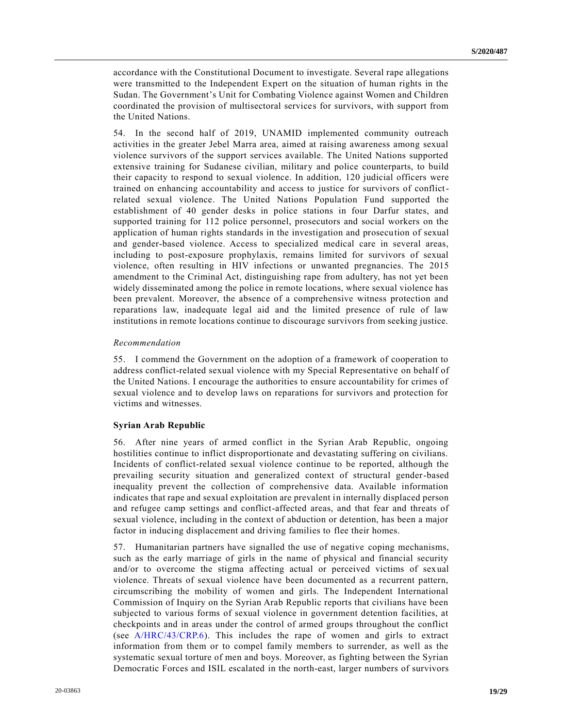accordance with the Constitutional Document to investigate. Several rape allegations were transmitted to the Independent Expert on the situation of human rights in the Sudan. The Government's Unit for Combating Violence against Women and Children coordinated the provision of multisectoral services for survivors, with support from the United Nations.

54. In the second half of 2019, UNAMID implemented community outreach activities in the greater Jebel Marra area, aimed at raising awareness among sexual violence survivors of the support services available. The United Nations supported extensive training for Sudanese civilian, military and police counterparts, to build their capacity to respond to sexual violence. In addition, 120 judicial officers were trained on enhancing accountability and access to justice for survivors of conflict-related sexual violence. The United Nations Population Fund supported the establishment of 40 gender desks in police stations in four Darfur states, and supported training for 112 police personnel, prosecutors and social workers on the application of human rights standards in the investigation and prosecution of sexual and gender-based violence. Access to specialized medical care in several areas, including to post-exposure prophylaxis, remains limited for survivors of sexual violence, often resulting in HIV infections or unwanted pregnancies. The 2015 amendment to the Criminal Act, distinguishing rape from adultery, has not yet been widely disseminated among the police in remote locations, where sexual violence has been prevalent. Moreover, the absence of a comprehensive witness protection and reparations law, inadequate legal aid and the limited presence of rule of law institutions in remote locations continue to discourage survivors from seeking justice.

*Recommendation*

55. I commend the Government on the adoption of a framework of cooperation to address conflict-related sexual violence with my Special Representative on behalf of the United Nations. I encourage the authorities to ensure accountability for crimes of sexual violence and to develop laws on reparations for survivors and protection for victims and witnesses.

**Syrian Arab Republic**

56. After nine years of armed conflict in the Syrian Arab Republic, ongoing hostilities continue to inflict disproportionate and devastating suffering on civilians. Incidents of conflict-related sexual violence continue to be reported, although the prevailing security situation and generalized context of structural gender-based inequality prevent the collection of comprehensive data. Available information indicates that rape and sexual exploitation are prevalent in internally displaced person and refugee camp settings and conflict-affected areas, and that fear and threats of sexual violence, including in the context of abduction or detention, has been a major factor in inducing displacement and driving families to flee their homes.

57. Humanitarian partners have signalled the use of negative coping mechanisms, such as the early marriage of girls in the name of physical and financial security and/or to overcome the stigma affecting actual or perceived victims of sexual violence. Threats of sexual violence have been documented as a recurrent pattern, circumscribing the mobility of women and girls. The Independent International Commission of Inquiry on the Syrian Arab Republic reports that civilians have been subjected to various forms of sexual violence in government detention facilities, at checkpoints and in areas under the control of armed groups throughout the conflict (see A/HRC/43/CRP.6). This includes the rape of women and girls to extract information from them or to compel family members to surrender, as well as the systematic sexual torture of men and boys. Moreover, as fighting between the Syrian Democratic Forces and ISIL escalated in the north-east, larger numbers of survivors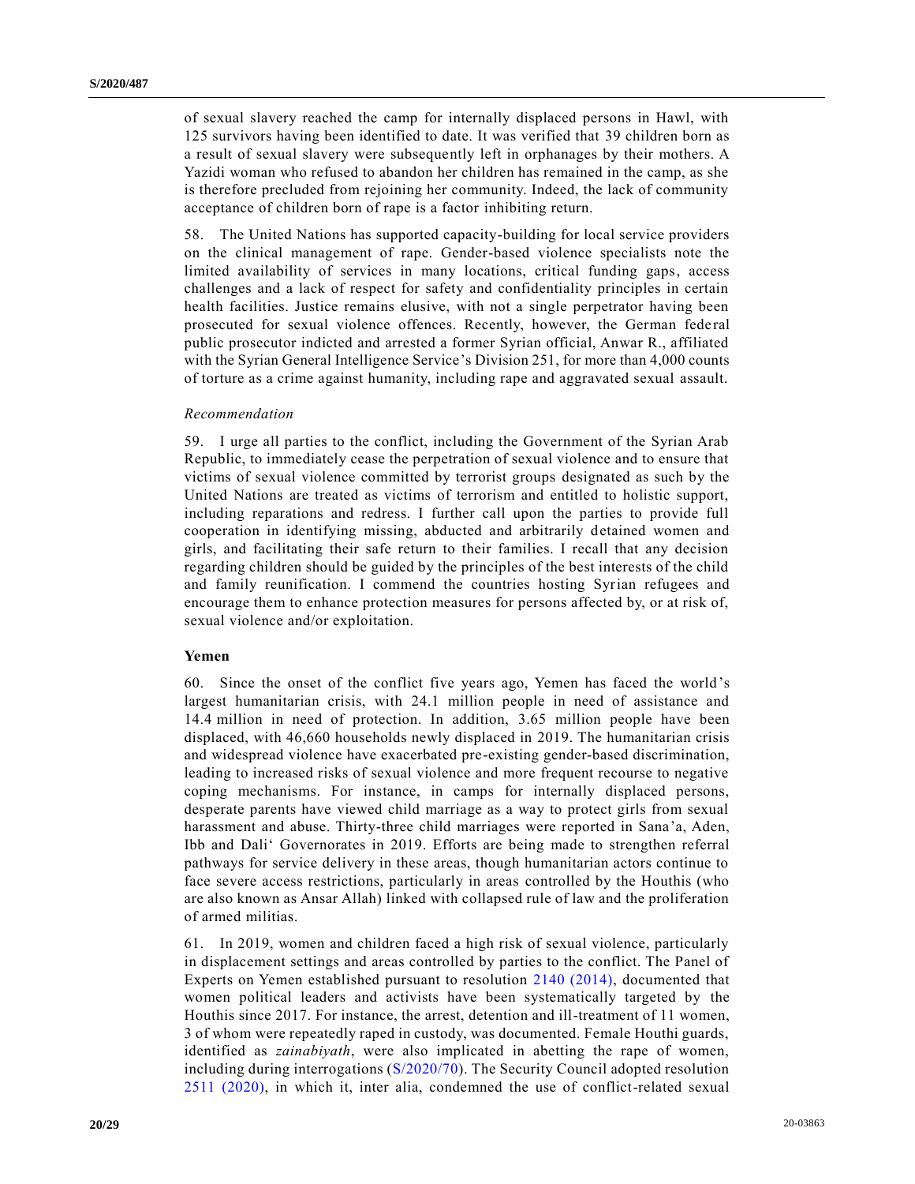of sexual slavery reached the camp for internally displaced persons in Hawl, with 125 survivors having been identified to date. It was verified that 39 children born as a result of sexual slavery were subsequently left in orphanages by their mothers. A Yazidi woman who refused to abandon her children has remained in the camp, as she is therefore precluded from rejoining her community. Indeed, the lack of community acceptance of children born of rape is a factor inhibiting return.

58. The United Nations has supported capacity-building for local service providers on the clinical management of rape. Gender-based violence specialists note the limited availability of services in many locations, critical funding gaps, access challenges and a lack of respect for safety and confidentiality principles in certain health facilities. Justice remains elusive, with not a single perpetrator having been prosecuted for sexual violence offences. Recently, however, the German federal public prosecutor indicted and arrested a former Syrian official, Anwar R., affiliated with the Syrian General Intelligence Service's Division 251, for more than 4,000 counts of torture as a crime against humanity, including rape and aggravated sexual assault.

*Recommendation*

59. I urge all parties to the conflict, including the Government of the Syrian Arab Republic, to immediately cease the perpetration of sexual violence and to ensure that victims of sexual violence committed by terrorist groups designated as such by the United Nations are treated as victims of terrorism and entitled to holistic support, including reparations and redress. I further call upon the parties to provide full cooperation in identifying missing, abducted and arbitrarily detained women and girls, and facilitating their safe return to their families. I recall that any decision regarding children should be guided by the principles of the best interests of the child and family reunification. I commend the countries hosting Syrian refugees and encourage them to enhance protection measures for persons affected by, or at risk of, sexual violence and/or exploitation.

**Yemen**

60. Since the onset of the conflict five years ago, Yemen has faced the world's largest humanitarian crisis, with 24.1 million people in need of assistance and 14.4 million in need of protection. In addition, 3.65 million people have been displaced, with 46,660 households newly displaced in 2019. The humanitarian crisis and widespread violence have exacerbated pre-existing gender-based discrimination, leading to increased risks of sexual violence and more frequent recourse to negative coping mechanisms. For instance, in camps for internally displaced persons, desperate parents have viewed child marriage as a way to protect girls from sexual harassment and abuse. Thirty-three child marriages were reported in Sana'a, Aden, Ibb and Dali' Governorates in 2019. Efforts are being made to strengthen referral pathways for service delivery in these areas, though humanitarian actors continue to face severe access restrictions, particularly in areas controlled by the Houthis (who are also known as Ansar Allah) linked with collapsed rule of law and the proliferation of armed militias.

61. In 2019, women and children faced a high risk of sexual violence, particularly in displacement settings and areas controlled by parties to the conflict. The Panel of Experts on Yemen established pursuant to resolution 2140 (2014), documented that women political leaders and activists have been systematically targeted by the Houthis since 2017. For instance, the arrest, detention and ill-treatment of 11 women, 3 of whom were repeatedly raped in custody, was documented. Female Houthi guards, identified as *zainabiyath*, were also implicated in abetting the rape of women, including during interrogations (S/2020/70). The Security Council adopted resolution 2511 (2020), in which it, inter alia, condemned the use of conflict-related sexual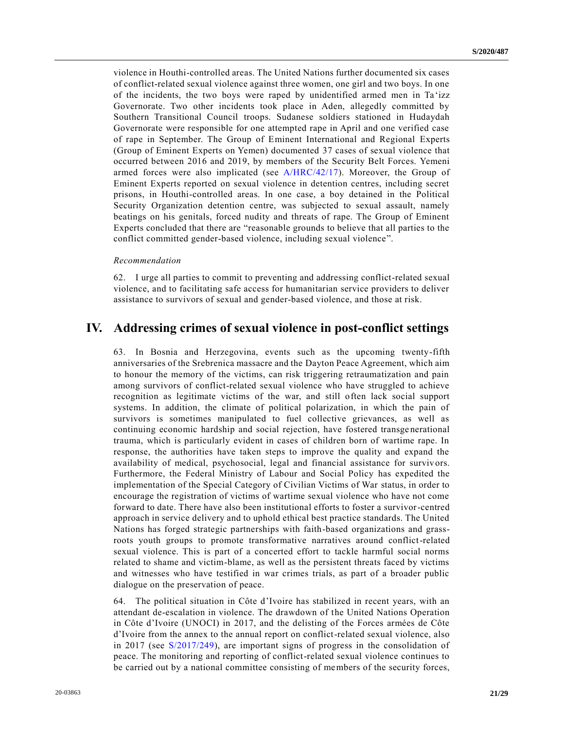violence in Houthi-controlled areas. The United Nations further documented six cases of conflict-related sexual violence against three women, one girl and two boys. In one of the incidents, the two boys were raped by unidentified armed men in Ta'izz Governorate. Two other incidents took place in Aden, allegedly committed by Southern Transitional Council troops. Sudanese soldiers stationed in Hudaydah Governorate were responsible for one attempted rape in April and one verified case of rape in September. The Group of Eminent International and Regional Experts (Group of Eminent Experts on Yemen) documented 37 cases of sexual violence that occurred between 2016 and 2019, by members of the Security Belt Forces. Yemeni armed forces were also implicated (see A/HRC/42/17). Moreover, the Group of Eminent Experts reported on sexual violence in detention centres, including secret prisons, in Houthi-controlled areas. In one case, a boy detained in the Political Security Organization detention centre, was subjected to sexual assault, namely beatings on his genitals, forced nudity and threats of rape. The Group of Eminent Experts concluded that there are "reasonable grounds to believe that all parties to the conflict committed gender-based violence, including sexual violence".

*Recommendation*

62. I urge all parties to commit to preventing and addressing conflict-related sexual violence, and to facilitating safe access for humanitarian service providers to deliver assistance to survivors of sexual and gender-based violence, and those at risk.

# IV. Addressing crimes of sexual violence in post-conflict settings

63. In Bosnia and Herzegovina, events such as the upcoming twenty-fifth anniversaries of the Srebrenica massacre and the Dayton Peace Agreement, which aim to honour the memory of the victims, can risk triggering retraumatization and pain among survivors of conflict-related sexual violence who have struggled to achieve recognition as legitimate victims of the war, and still often lack social support systems. In addition, the climate of political polarization, in which the pain of survivors is sometimes manipulated to fuel collective grievances, as well as continuing economic hardship and social rejection, have fostered transgenerational trauma, which is particularly evident in cases of children born of wartime rape. In response, the authorities have taken steps to improve the quality and expand the availability of medical, psychosocial, legal and financial assistance for survivors. Furthermore, the Federal Ministry of Labour and Social Policy has expedited the implementation of the Special Category of Civilian Victims of War status, in order to encourage the registration of victims of wartime sexual violence who have not come forward to date. There have also been institutional efforts to foster a survivor-centred approach in service delivery and to uphold ethical best practice standards. The United Nations has forged strategic partnerships with faith-based organizations and grass-roots youth groups to promote transformative narratives around conflict-related sexual violence. This is part of a concerted effort to tackle harmful social norms related to shame and victim-blame, as well as the persistent threats faced by victims and witnesses who have testified in war crimes trials, as part of a broader public dialogue on the preservation of peace.

64. The political situation in Côte d'Ivoire has stabilized in recent years, with an attendant de-escalation in violence. The drawdown of the United Nations Operation in Côte d'Ivoire (UNOCI) in 2017, and the delisting of the Forces armées de Côte d'Ivoire from the annex to the annual report on conflict-related sexual violence, also in 2017 (see S/2017/249), are important signs of progress in the consolidation of peace. The monitoring and reporting of conflict-related sexual violence continues to be carried out by a national committee consisting of members of the security forces,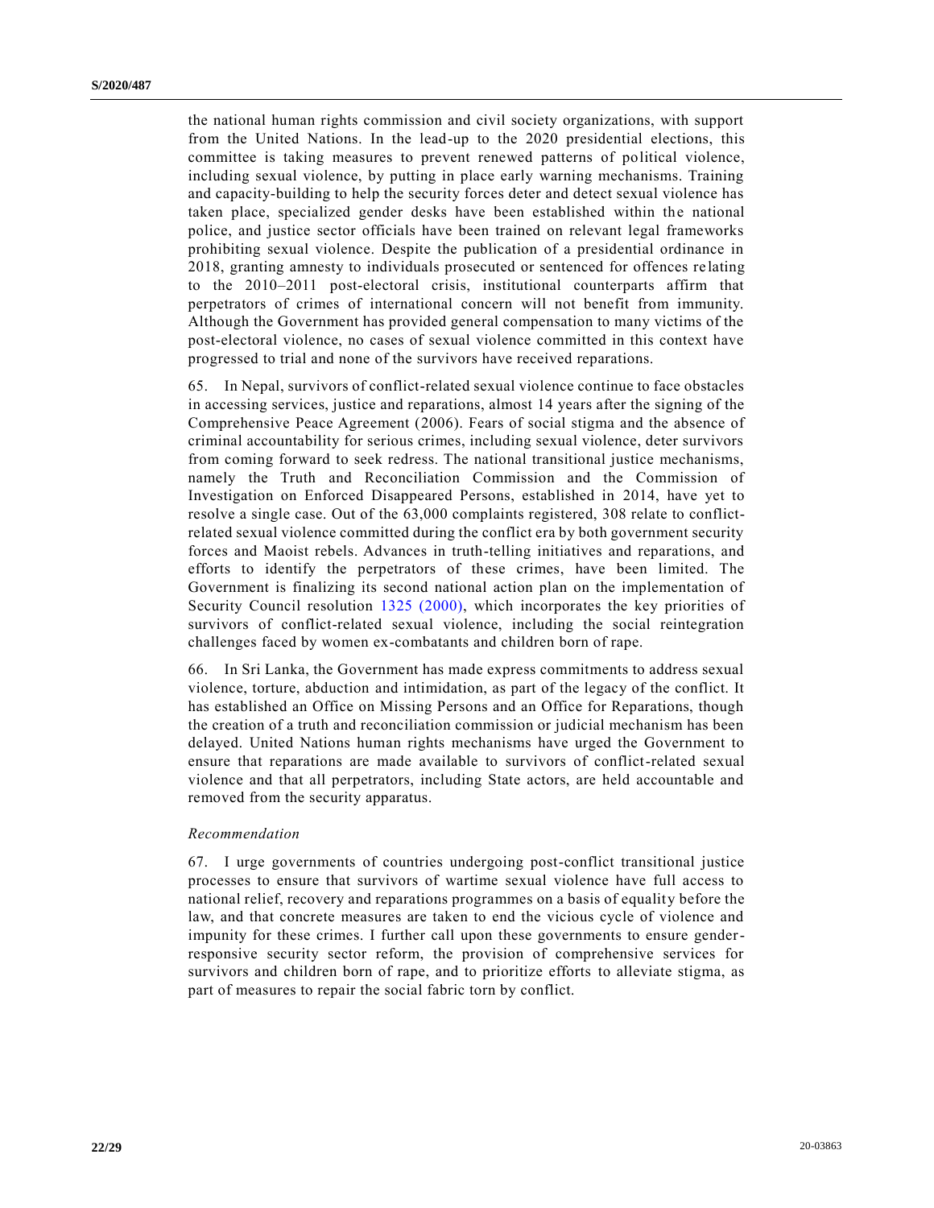the national human rights commission and civil society organizations, with support from the United Nations. In the lead-up to the 2020 presidential elections, this committee is taking measures to prevent renewed patterns of political violence, including sexual violence, by putting in place early warning mechanisms. Training and capacity-building to help the security forces deter and detect sexual violence has taken place, specialized gender desks have been established within the national police, and justice sector officials have been trained on relevant legal frameworks prohibiting sexual violence. Despite the publication of a presidential ordinance in 2018, granting amnesty to individuals prosecuted or sentenced for offences relating to the 2010–2011 post-electoral crisis, institutional counterparts affirm that perpetrators of crimes of international concern will not benefit from immunity. Although the Government has provided general compensation to many victims of the post-electoral violence, no cases of sexual violence committed in this context have progressed to trial and none of the survivors have received reparations.

65. In Nepal, survivors of conflict-related sexual violence continue to face obstacles in accessing services, justice and reparations, almost 14 years after the signing of the Comprehensive Peace Agreement (2006). Fears of social stigma and the absence of criminal accountability for serious crimes, including sexual violence, deter survivors from coming forward to seek redress. The national transitional justice mechanisms, namely the Truth and Reconciliation Commission and the Commission of Investigation on Enforced Disappeared Persons, established in 2014, have yet to resolve a single case. Out of the 63,000 complaints registered, 308 relate to conflict-related sexual violence committed during the conflict era by both government security forces and Maoist rebels. Advances in truth-telling initiatives and reparations, and efforts to identify the perpetrators of these crimes, have been limited. The Government is finalizing its second national action plan on the implementation of Security Council resolution 1325 (2000), which incorporates the key priorities of survivors of conflict-related sexual violence, including the social reintegration challenges faced by women ex-combatants and children born of rape.

66. In Sri Lanka, the Government has made express commitments to address sexual violence, torture, abduction and intimidation, as part of the legacy of the conflict. It has established an Office on Missing Persons and an Office for Reparations, though the creation of a truth and reconciliation commission or judicial mechanism has been delayed. United Nations human rights mechanisms have urged the Government to ensure that reparations are made available to survivors of conflict-related sexual violence and that all perpetrators, including State actors, are held accountable and removed from the security apparatus.

*Recommendation*

67. I urge governments of countries undergoing post-conflict transitional justice processes to ensure that survivors of wartime sexual violence have full access to national relief, recovery and reparations programmes on a basis of equality before the law, and that concrete measures are taken to end the vicious cycle of violence and impunity for these crimes. I further call upon these governments to ensure gender-responsive security sector reform, the provision of comprehensive services for survivors and children born of rape, and to prioritize efforts to alleviate stigma, as part of measures to repair the social fabric torn by conflict.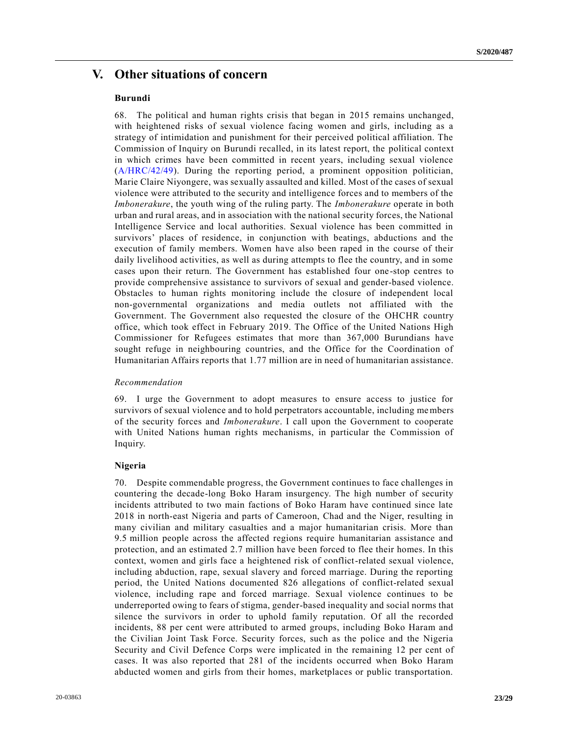# V. Other situations of concern

### Burundi

68. The political and human rights crisis that began in 2015 remains unchanged, with heightened risks of sexual violence facing women and girls, including as a strategy of intimidation and punishment for their perceived political affiliation. The Commission of Inquiry on Burundi recalled, in its latest report, the political context in which crimes have been committed in recent years, including sexual violence (A/HRC/42/49). During the reporting period, a prominent opposition politician, Marie Claire Niyongere, was sexually assaulted and killed. Most of the cases of sexual violence were attributed to the security and intelligence forces and to members of the *Imbonerakure*, the youth wing of the ruling party. The *Imbonerakure* operate in both urban and rural areas, and in association with the national security forces, the National Intelligence Service and local authorities. Sexual violence has been committed in survivors' places of residence, in conjunction with beatings, abductions and the execution of family members. Women have also been raped in the course of their daily livelihood activities, as well as during attempts to flee the country, and in some cases upon their return. The Government has established four one-stop centres to provide comprehensive assistance to survivors of sexual and gender-based violence. Obstacles to human rights monitoring include the closure of independent local non-governmental organizations and media outlets not affiliated with the Government. The Government also requested the closure of the OHCHR country office, which took effect in February 2019. The Office of the United Nations High Commissioner for Refugees estimates that more than 367,000 Burundians have sought refuge in neighbouring countries, and the Office for the Coordination of Humanitarian Affairs reports that 1.77 million are in need of humanitarian assistance.

*Recommendation*

69. I urge the Government to adopt measures to ensure access to justice for survivors of sexual violence and to hold perpetrators accountable, including members of the security forces and *Imbonerakure*. I call upon the Government to cooperate with United Nations human rights mechanisms, in particular the Commission of Inquiry.

### Nigeria

70. Despite commendable progress, the Government continues to face challenges in countering the decade-long Boko Haram insurgency. The high number of security incidents attributed to two main factions of Boko Haram have continued since late 2018 in north-east Nigeria and parts of Cameroon, Chad and the Niger, resulting in many civilian and military casualties and a major humanitarian crisis. More than 9.5 million people across the affected regions require humanitarian assistance and protection, and an estimated 2.7 million have been forced to flee their homes. In this context, women and girls face a heightened risk of conflict-related sexual violence, including abduction, rape, sexual slavery and forced marriage. During the reporting period, the United Nations documented 826 allegations of conflict-related sexual violence, including rape and forced marriage. Sexual violence continues to be underreported owing to fears of stigma, gender-based inequality and social norms that silence the survivors in order to uphold family reputation. Of all the recorded incidents, 88 per cent were attributed to armed groups, including Boko Haram and the Civilian Joint Task Force. Security forces, such as the police and the Nigeria Security and Civil Defence Corps were implicated in the remaining 12 per cent of cases. It was also reported that 281 of the incidents occurred when Boko Haram abducted women and girls from their homes, marketplaces or public transportation.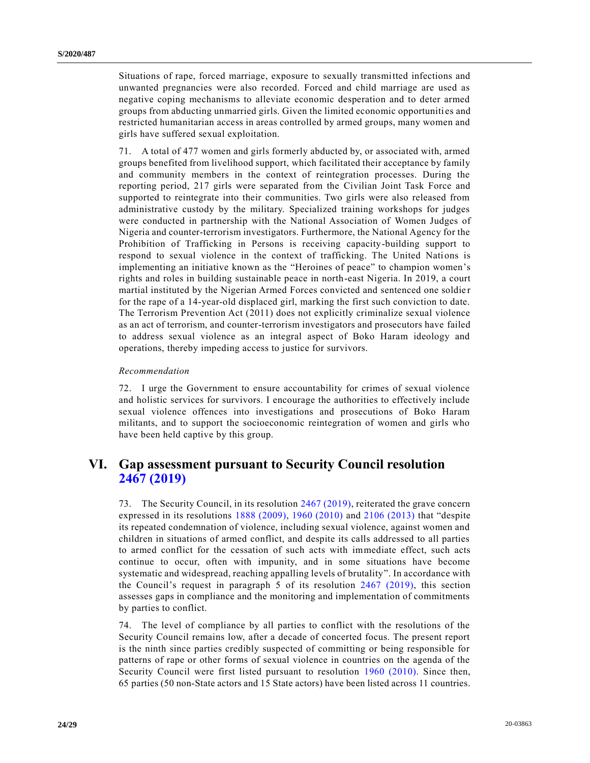Situations of rape, forced marriage, exposure to sexually transmitted infections and unwanted pregnancies were also recorded. Forced and child marriage are used as negative coping mechanisms to alleviate economic desperation and to deter armed groups from abducting unmarried girls. Given the limited economic opportunities and restricted humanitarian access in areas controlled by armed groups, many women and girls have suffered sexual exploitation.

71. A total of 477 women and girls formerly abducted by, or associated with, armed groups benefited from livelihood support, which facilitated their acceptance by family and community members in the context of reintegration processes. During the reporting period, 217 girls were separated from the Civilian Joint Task Force and supported to reintegrate into their communities. Two girls were also released from administrative custody by the military. Specialized training workshops for judges were conducted in partnership with the National Association of Women Judges of Nigeria and counter-terrorism investigators. Furthermore, the National Agency for the Prohibition of Trafficking in Persons is receiving capacity-building support to respond to sexual violence in the context of trafficking. The United Nations is implementing an initiative known as the "Heroines of peace" to champion women's rights and roles in building sustainable peace in north-east Nigeria. In 2019, a court martial instituted by the Nigerian Armed Forces convicted and sentenced one soldier for the rape of a 14-year-old displaced girl, marking the first such conviction to date. The Terrorism Prevention Act (2011) does not explicitly criminalize sexual violence as an act of terrorism, and counter-terrorism investigators and prosecutors have failed to address sexual violence as an integral aspect of Boko Haram ideology and operations, thereby impeding access to justice for survivors.

*Recommendation*

72. I urge the Government to ensure accountability for crimes of sexual violence and holistic services for survivors. I encourage the authorities to effectively include sexual violence offences into investigations and prosecutions of Boko Haram militants, and to support the socioeconomic reintegration of women and girls who have been held captive by this group.

# VI. Gap assessment pursuant to Security Council resolution 2467 (2019)

73. The Security Council, in its resolution 2467 (2019), reiterated the grave concern expressed in its resolutions 1888 (2009), 1960 (2010) and 2106 (2013) that "despite its repeated condemnation of violence, including sexual violence, against women and children in situations of armed conflict, and despite its calls addressed to all parties to armed conflict for the cessation of such acts with immediate effect, such acts continue to occur, often with impunity, and in some situations have become systematic and widespread, reaching appalling levels of brutality". In accordance with the Council's request in paragraph 5 of its resolution 2467 (2019), this section assesses gaps in compliance and the monitoring and implementation of commitments by parties to conflict.

74. The level of compliance by all parties to conflict with the resolutions of the Security Council remains low, after a decade of concerted focus. The present report is the ninth since parties credibly suspected of committing or being responsible for patterns of rape or other forms of sexual violence in countries on the agenda of the Security Council were first listed pursuant to resolution 1960 (2010). Since then, 65 parties (50 non-State actors and 15 State actors) have been listed across 11 countries.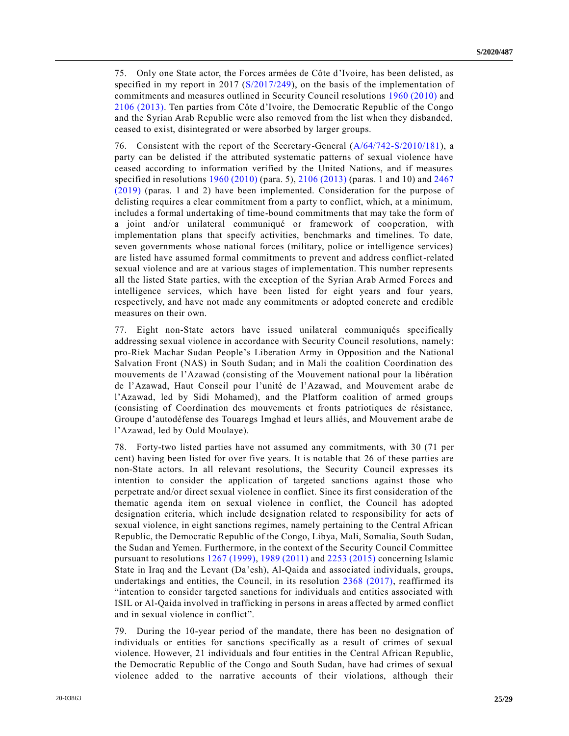75. Only one State actor, the Forces armées de Côte d'Ivoire, has been delisted, as specified in my report in 2017 (S/2017/249), on the basis of the implementation of commitments and measures outlined in Security Council resolutions 1960 (2010) and 2106 (2013). Ten parties from Côte d'Ivoire, the Democratic Republic of the Congo and the Syrian Arab Republic were also removed from the list when they disbanded, ceased to exist, disintegrated or were absorbed by larger groups.

76. Consistent with the report of the Secretary-General (A/64/742-S/2010/181), a party can be delisted if the attributed systematic patterns of sexual violence have ceased according to information verified by the United Nations, and if measures specified in resolutions 1960 (2010) (para. 5), 2106 (2013) (paras. 1 and 10) and 2467 (2019) (paras. 1 and 2) have been implemented. Consideration for the purpose of delisting requires a clear commitment from a party to conflict, which, at a minimum, includes a formal undertaking of time-bound commitments that may take the form of a joint and/or unilateral communiqué or framework of cooperation, with implementation plans that specify activities, benchmarks and timelines. To date, seven governments whose national forces (military, police or intelligence services) are listed have assumed formal commitments to prevent and address conflict-related sexual violence and are at various stages of implementation. This number represents all the listed State parties, with the exception of the Syrian Arab Armed Forces and intelligence services, which have been listed for eight years and four years, respectively, and have not made any commitments or adopted concrete and credible measures on their own.

77. Eight non-State actors have issued unilateral communiqués specifically addressing sexual violence in accordance with Security Council resolutions, namely: pro-Riek Machar Sudan People's Liberation Army in Opposition and the National Salvation Front (NAS) in South Sudan; and in Mali the coalition Coordination des mouvements de l'Azawad (consisting of the Mouvement national pour la libération de l'Azawad, Haut Conseil pour l'unité de l'Azawad, and Mouvement arabe de l'Azawad, led by Sidi Mohamed), and the Platform coalition of armed groups (consisting of Coordination des mouvements et fronts patriotiques de résistance, Groupe d'autodéfense des Touaregs Imghad et leurs alliés, and Mouvement arabe de l'Azawad, led by Ould Moulaye).

78. Forty-two listed parties have not assumed any commitments, with 30 (71 per cent) having been listed for over five years. It is notable that 26 of these parties are non-State actors. In all relevant resolutions, the Security Council expresses its intention to consider the application of targeted sanctions against those who perpetrate and/or direct sexual violence in conflict. Since its first consideration of the thematic agenda item on sexual violence in conflict, the Council has adopted designation criteria, which include designation related to responsibility for acts of sexual violence, in eight sanctions regimes, namely pertaining to the Central African Republic, the Democratic Republic of the Congo, Libya, Mali, Somalia, South Sudan, the Sudan and Yemen. Furthermore, in the context of the Security Council Committee pursuant to resolutions 1267 (1999), 1989 (2011) and 2253 (2015) concerning Islamic State in Iraq and the Levant (Da'esh), Al-Qaida and associated individuals, groups, undertakings and entities, the Council, in its resolution 2368 (2017), reaffirmed its "intention to consider targeted sanctions for individuals and entities associated with ISIL or Al-Qaida involved in trafficking in persons in areas affected by armed conflict and in sexual violence in conflict".

79. During the 10-year period of the mandate, there has been no designation of individuals or entities for sanctions specifically as a result of crimes of sexual violence. However, 21 individuals and four entities in the Central African Republic, the Democratic Republic of the Congo and South Sudan, have had crimes of sexual violence added to the narrative accounts of their violations, although their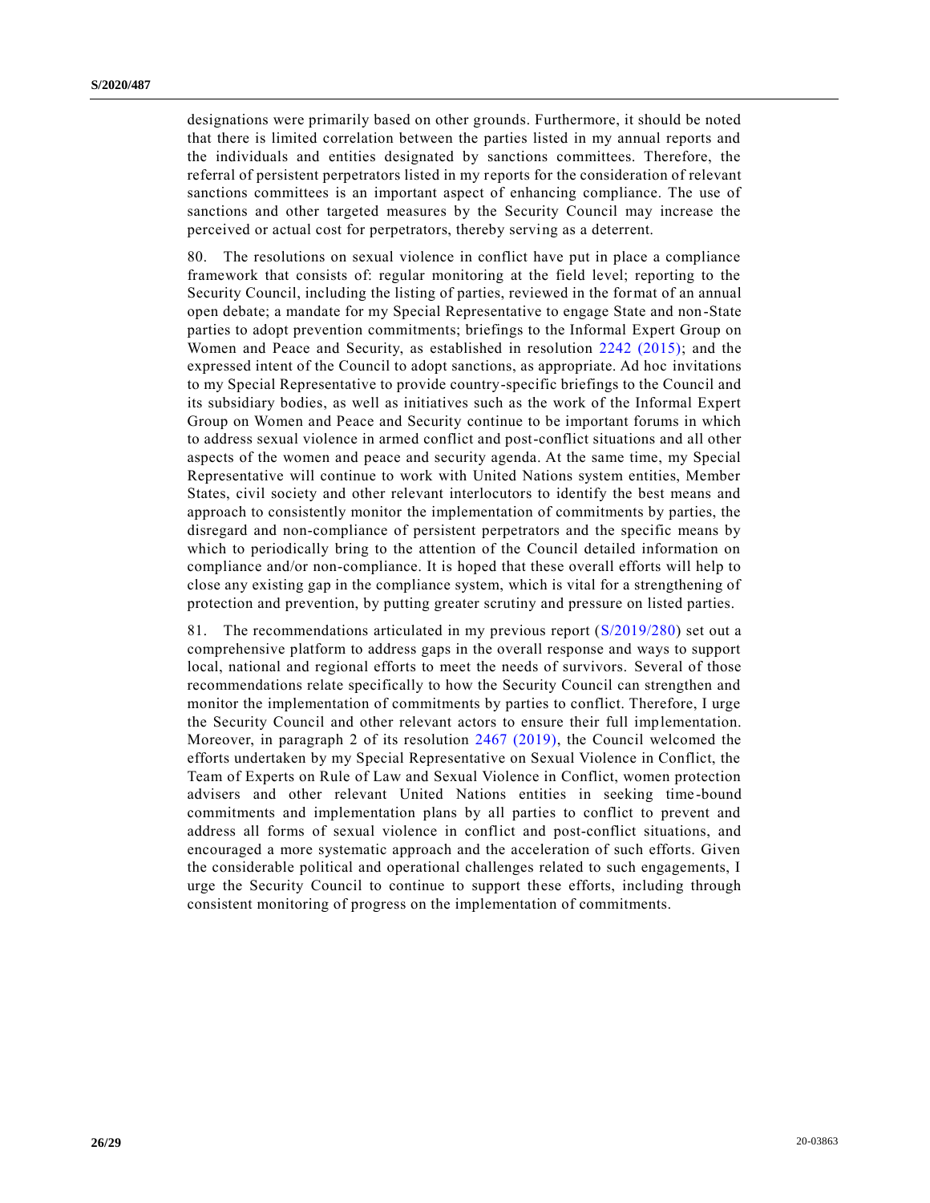designations were primarily based on other grounds. Furthermore, it should be noted that there is limited correlation between the parties listed in my annual reports and the individuals and entities designated by sanctions committees. Therefore, the referral of persistent perpetrators listed in my reports for the consideration of relevant sanctions committees is an important aspect of enhancing compliance. The use of sanctions and other targeted measures by the Security Council may increase the perceived or actual cost for perpetrators, thereby serving as a deterrent.

80. The resolutions on sexual violence in conflict have put in place a compliance framework that consists of: regular monitoring at the field level; reporting to the Security Council, including the listing of parties, reviewed in the format of an annual open debate; a mandate for my Special Representative to engage State and non-State parties to adopt prevention commitments; briefings to the Informal Expert Group on Women and Peace and Security, as established in resolution 2242 (2015); and the expressed intent of the Council to adopt sanctions, as appropriate. Ad hoc invitations to my Special Representative to provide country-specific briefings to the Council and its subsidiary bodies, as well as initiatives such as the work of the Informal Expert Group on Women and Peace and Security continue to be important forums in which to address sexual violence in armed conflict and post-conflict situations and all other aspects of the women and peace and security agenda. At the same time, my Special Representative will continue to work with United Nations system entities, Member States, civil society and other relevant interlocutors to identify the best means and approach to consistently monitor the implementation of commitments by parties, the disregard and non-compliance of persistent perpetrators and the specific means by which to periodically bring to the attention of the Council detailed information on compliance and/or non-compliance. It is hoped that these overall efforts will help to close any existing gap in the compliance system, which is vital for a strengthening of protection and prevention, by putting greater scrutiny and pressure on listed parties.

81. The recommendations articulated in my previous report (S/2019/280) set out a comprehensive platform to address gaps in the overall response and ways to support local, national and regional efforts to meet the needs of survivors. Several of those recommendations relate specifically to how the Security Council can strengthen and monitor the implementation of commitments by parties to conflict. Therefore, I urge the Security Council and other relevant actors to ensure their full implementation. Moreover, in paragraph 2 of its resolution 2467 (2019), the Council welcomed the efforts undertaken by my Special Representative on Sexual Violence in Conflict, the Team of Experts on Rule of Law and Sexual Violence in Conflict, women protection advisers and other relevant United Nations entities in seeking time-bound commitments and implementation plans by all parties to conflict to prevent and address all forms of sexual violence in conflict and post-conflict situations, and encouraged a more systematic approach and the acceleration of such efforts. Given the considerable political and operational challenges related to such engagements, I urge the Security Council to continue to support these efforts, including through consistent monitoring of progress on the implementation of commitments.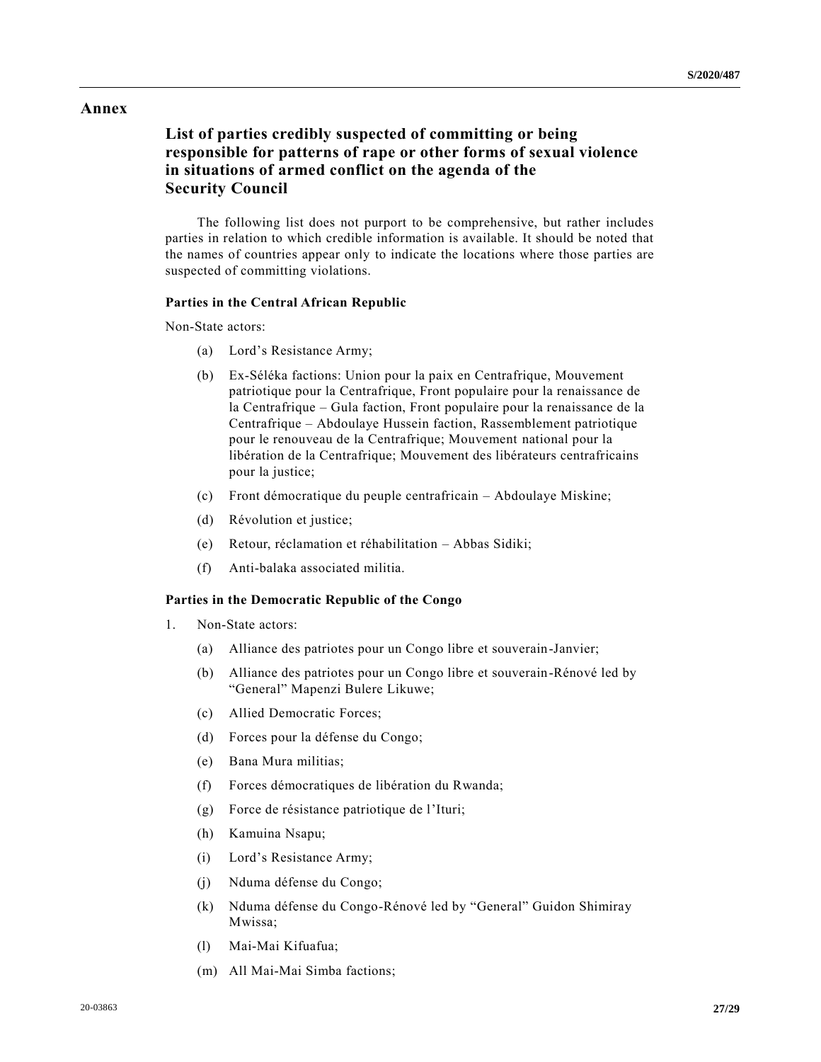# Annex

## List of parties credibly suspected of committing or being responsible for patterns of rape or other forms of sexual violence in situations of armed conflict on the agenda of the Security Council

The following list does not purport to be comprehensive, but rather includes parties in relation to which credible information is available. It should be noted that the names of countries appear only to indicate the locations where those parties are suspected of committing violations.

**Parties in the Central African Republic**

Non-State actors:

(a) Lord's Resistance Army;

(b) Ex-Séléka factions: Union pour la paix en Centrafrique, Mouvement patriotique pour la Centrafrique, Front populaire pour la renaissance de la Centrafrique – Gula faction, Front populaire pour la renaissance de la Centrafrique – Abdoulaye Hussein faction, Rassemblement patriotique pour le renouveau de la Centrafrique; Mouvement national pour la libération de la Centrafrique; Mouvement des libérateurs centrafricains pour la justice;

(c) Front démocratique du peuple centrafricain – Abdoulaye Miskine;

(d) Révolution et justice;

(e) Retour, réclamation et réhabilitation – Abbas Sidiki;

(f) Anti-balaka associated militia.

**Parties in the Democratic Republic of the Congo**

1. Non-State actors:

(a) Alliance des patriotes pour un Congo libre et souverain-Janvier;

(b) Alliance des patriotes pour un Congo libre et souverain-Rénové led by "General" Mapenzi Bulere Likuwe;

(c) Allied Democratic Forces;

(d) Forces pour la défense du Congo;

(e) Bana Mura militias;

(f) Forces démocratiques de libération du Rwanda;

(g) Force de résistance patriotique de l'Ituri;

(h) Kamuina Nsapu;

(i) Lord's Resistance Army;

(j) Nduma défense du Congo;

(k) Nduma défense du Congo-Rénové led by "General" Guidon Shimiray Mwissa;

(l) Mai-Mai Kifuafua;

(m) All Mai-Mai Simba factions;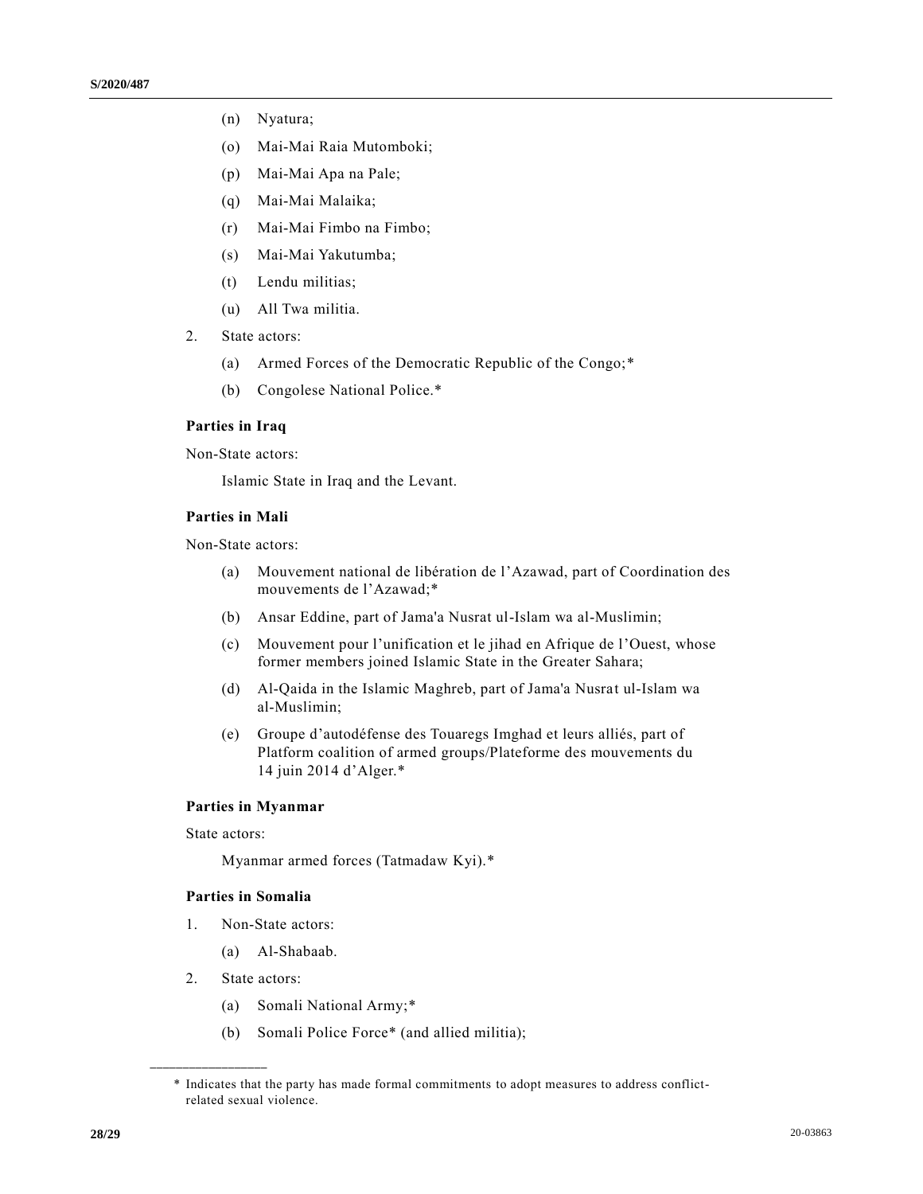(n) Nyatura;

(o) Mai-Mai Raia Mutomboki;

(p) Mai-Mai Apa na Pale;

(q) Mai-Mai Malaika;

(r) Mai-Mai Fimbo na Fimbo;

(s) Mai-Mai Yakutumba;

(t) Lendu militias;

(u) All Twa militia.

2. State actors:

   (a) Armed Forces of the Democratic Republic of the Congo;*

   (b) Congolese National Police.*

**Parties in Iraq**

Non-State actors:

Islamic State in Iraq and the Levant.

**Parties in Mali**

Non-State actors:

(a) Mouvement national de libération de l'Azawad, part of Coordination des mouvements de l'Azawad;*

(b) Ansar Eddine, part of Jama'a Nusrat ul-Islam wa al-Muslimin;

(c) Mouvement pour l'unification et le jihad en Afrique de l'Ouest, whose former members joined Islamic State in the Greater Sahara;

(d) Al-Qaida in the Islamic Maghreb, part of Jama'a Nusrat ul-Islam wa al-Muslimin;

(e) Groupe d'autodéfense des Touaregs Imghad et leurs alliés, part of Platform coalition of armed groups/Plateforme des mouvements du 14 juin 2014 d'Alger.*

**Parties in Myanmar**

State actors:

Myanmar armed forces (Tatmadaw Kyi).*

**Parties in Somalia**

1. Non-State actors:

   (a) Al-Shabaab.

2. State actors:

   (a) Somali National Army;*

   (b) Somali Police Force* (and allied militia);

---

\* Indicates that the party has made formal commitments to adopt measures to address conflict-related sexual violence.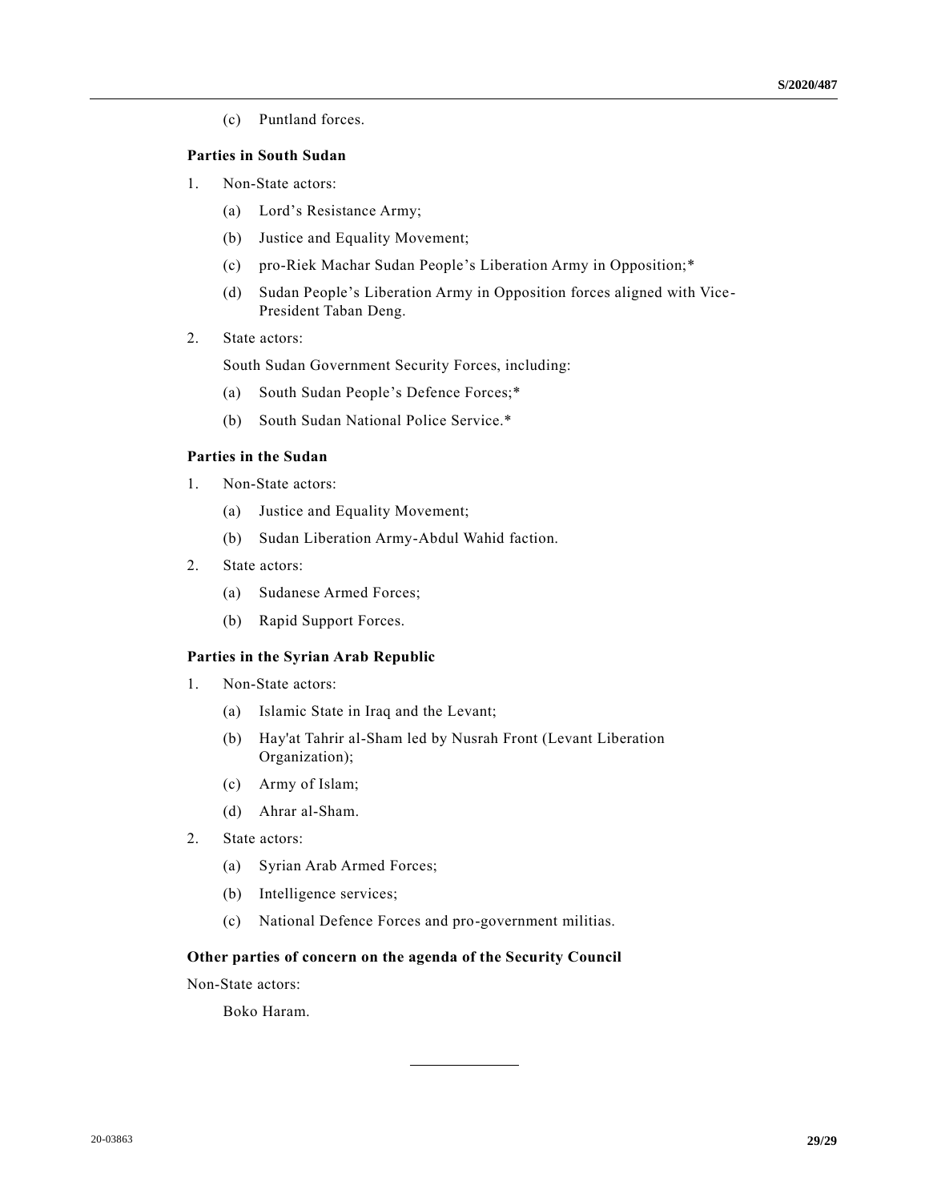(c) Puntland forces.

**Parties in South Sudan**

1. Non-State actors:

   (a) Lord's Resistance Army;

   (b) Justice and Equality Movement;

   (c) pro-Riek Machar Sudan People's Liberation Army in Opposition;*

   (d) Sudan People's Liberation Army in Opposition forces aligned with Vice-President Taban Deng.

2. State actors:

   South Sudan Government Security Forces, including:

   (a) South Sudan People's Defence Forces;*

   (b) South Sudan National Police Service.*

**Parties in the Sudan**

1. Non-State actors:

   (a) Justice and Equality Movement;

   (b) Sudan Liberation Army-Abdul Wahid faction.

2. State actors:

   (a) Sudanese Armed Forces;

   (b) Rapid Support Forces.

**Parties in the Syrian Arab Republic**

1. Non-State actors:

   (a) Islamic State in Iraq and the Levant;

   (b) Hay'at Tahrir al-Sham led by Nusrah Front (Levant Liberation Organization);

   (c) Army of Islam;

   (d) Ahrar al-Sham.

2. State actors:

   (a) Syrian Arab Armed Forces;

   (b) Intelligence services;

   (c) National Defence Forces and pro-government militias.

**Other parties of concern on the agenda of the Security Council**

Non-State actors:

Boko Haram.